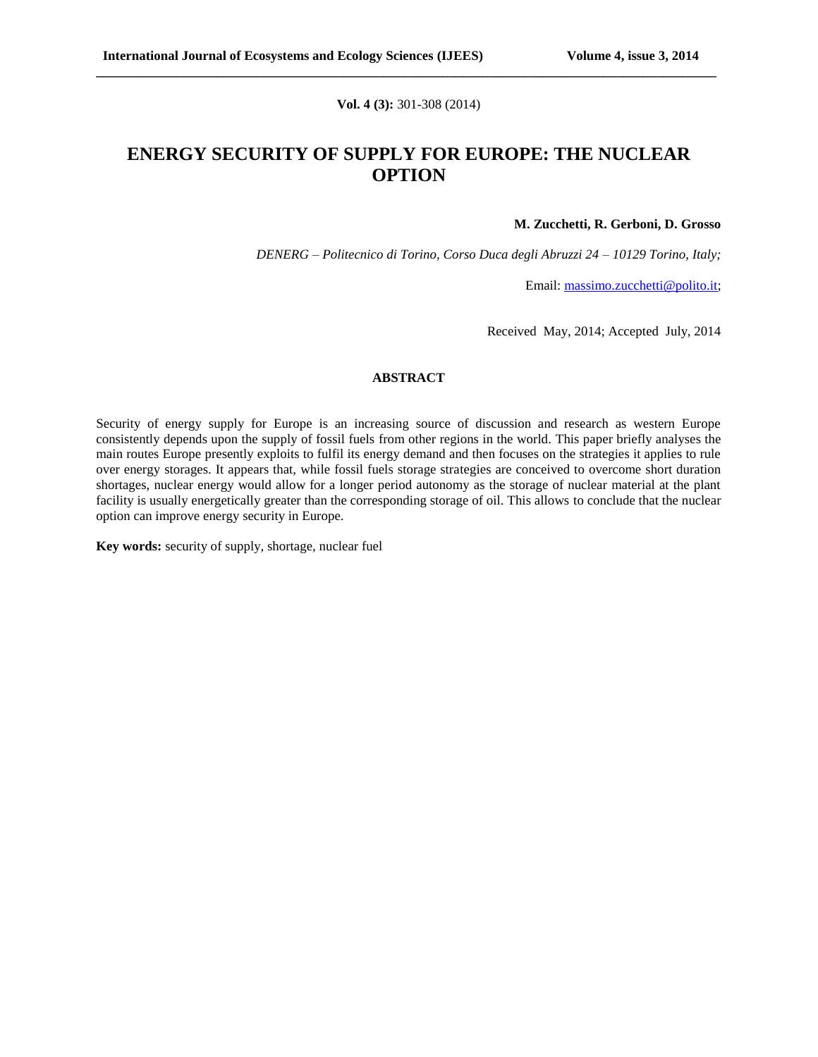# ENERGY SECURITY OF SUPPLY FOR EUROPE: THE NUCLEAR OPTION

**M. Zucchetti, R. Gerboni, D. Grosso**

*DENERG – Politecnico di Torino, Corso Duca degli Abruzzi 24 – 10129 Torino, Italy;*

Email: massimo.zucchetti@polito.it;

Received May, 2014; Accepted July, 2014

**ABSTRACT**

Security of energy supply for Europe is an increasing source of discussion and research as western Europe consistently depends upon the supply of fossil fuels from other regions in the world. This paper briefly analyses the main routes Europe presently exploits to fulfil its energy demand and then focuses on the strategies it applies to rule over energy storages. It appears that, while fossil fuels storage strategies are conceived to overcome short duration shortages, nuclear energy would allow for a longer period autonomy as the storage of nuclear material at the plant facility is usually energetically greater than the corresponding storage of oil. This allows to conclude that the nuclear option can improve energy security in Europe.

**Key words:** security of supply, shortage, nuclear fuel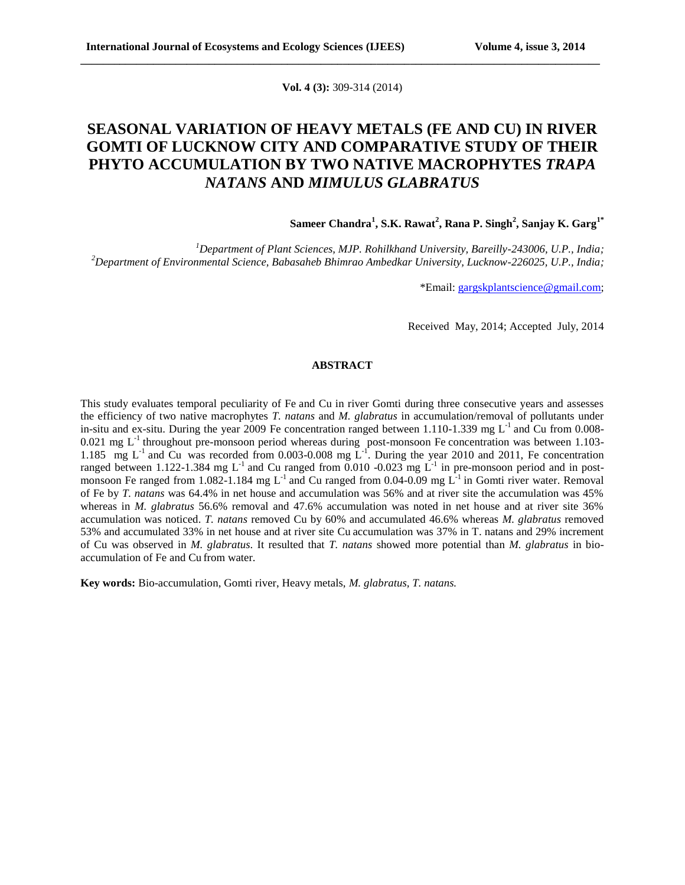**Vol. 4 (3):** 309-314 (2014)

# SEASONAL VARIATION OF HEAVY METALS (FE AND CU) IN RIVER GOMTI OF LUCKNOW CITY AND COMPARATIVE STUDY OF THEIR PHYTO ACCUMULATION BY TWO NATIVE MACROPHYTES *TRAPA NATANS* AND *MIMULUS GLABRATUS*

**Sameer Chandra[1], S.K. Rawat[2], Rana P. Singh[2], Sanjay K. Garg[1*]**

*[1]Department of Plant Sciences, MJP. Rohilkhand University, Bareilly-243006, U.P., India;*
*[2]Department of Environmental Science, Babasaheb Bhimrao Ambedkar University, Lucknow-226025, U.P., India;*

*Email: gargskplantscience@gmail.com;

Received May, 2014; Accepted July, 2014

## ABSTRACT

This study evaluates temporal peculiarity of Fe and Cu in river Gomti during three consecutive years and assesses the efficiency of two native macrophytes *T. natans* and *M. glabratus* in accumulation/removal of pollutants under in-situ and ex-situ. During the year 2009 Fe concentration ranged between 1.110-1.339 mg $L^{-1}$ and Cu from 0.008-0.021 mg $L^{-1}$ throughout pre-monsoon period whereas during post-monsoon Fe concentration was between 1.103-1.185 mg $L^{-1}$ and Cu was recorded from 0.003-0.008 mg $L^{-1}$. During the year 2010 and 2011, Fe concentration ranged between 1.122-1.384 mg $L^{-1}$ and Cu ranged from 0.010 -0.023 mg $L^{-1}$ in pre-monsoon period and in post-monsoon Fe ranged from 1.082-1.184 mg $L^{-1}$ and Cu ranged from 0.04-0.09 mg $L^{-1}$ in Gomti river water. Removal of Fe by *T. natans* was 64.4% in net house and accumulation was 56% and at river site the accumulation was 45% whereas in *M. glabratus* 56.6% removal and 47.6% accumulation was noted in net house and at river site 36% accumulation was noticed. *T. natans* removed Cu by 60% and accumulated 46.6% whereas *M. glabratus* removed 53% and accumulated 33% in net house and at river site Cu accumulation was 37% in T. natans and 29% increment of Cu was observed in *M. glabratus*. It resulted that *T. natans* showed more potential than *M. glabratus* in bio-accumulation of Fe and Cu from water.

**Key words:** Bio-accumulation, Gomti river, Heavy metals, *M. glabratus*, *T. natans.*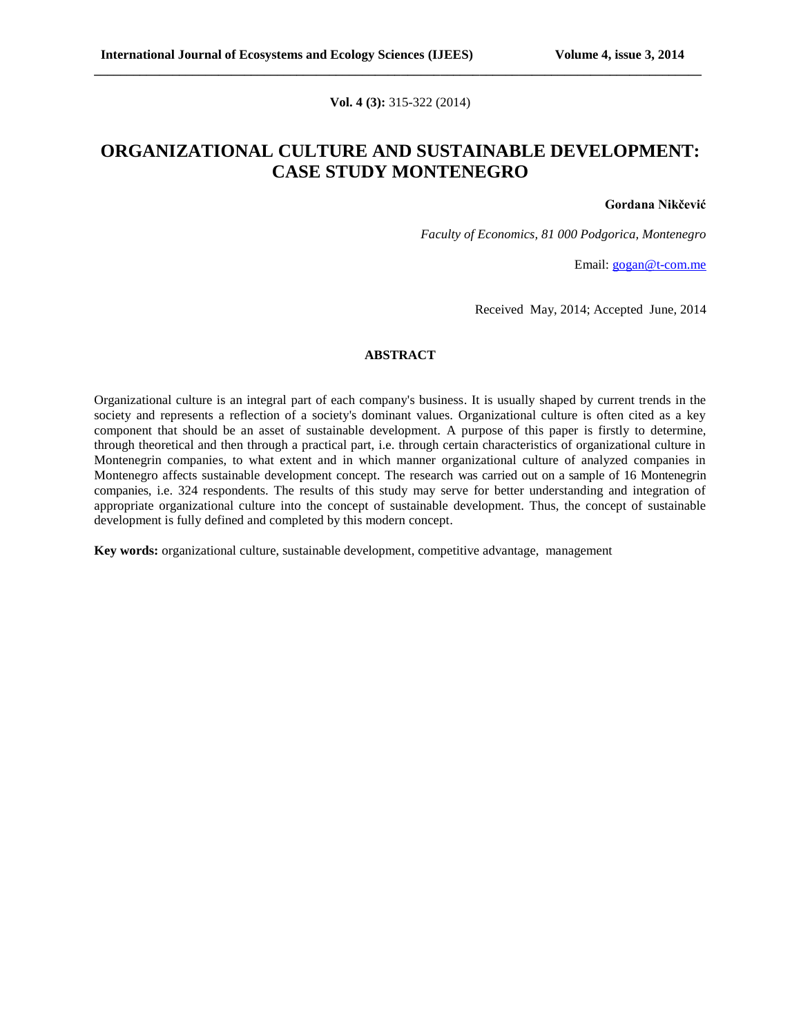**Vol. 4 (3):** 315-322 (2014)

# ORGANIZATIONAL CULTURE AND SUSTAINABLE DEVELOPMENT: CASE STUDY MONTENEGRO

**Gordana Nikčević**

*Faculty of Economics, 81 000 Podgorica, Montenegro*

Email: gogan@t-com.me

Received May, 2014; Accepted June, 2014

## ABSTRACT

Organizational culture is an integral part of each company's business. It is usually shaped by current trends in the society and represents a reflection of a society's dominant values. Organizational culture is often cited as a key component that should be an asset of sustainable development. A purpose of this paper is firstly to determine, through theoretical and then through a practical part, i.e. through certain characteristics of organizational culture in Montenegrin companies, to what extent and in which manner organizational culture of analyzed companies in Montenegro affects sustainable development concept. The research was carried out on a sample of 16 Montenegrin companies, i.e. 324 respondents. The results of this study may serve for better understanding and integration of appropriate organizational culture into the concept of sustainable development. Thus, the concept of sustainable development is fully defined and completed by this modern concept.

**Key words:** organizational culture, sustainable development, competitive advantage, management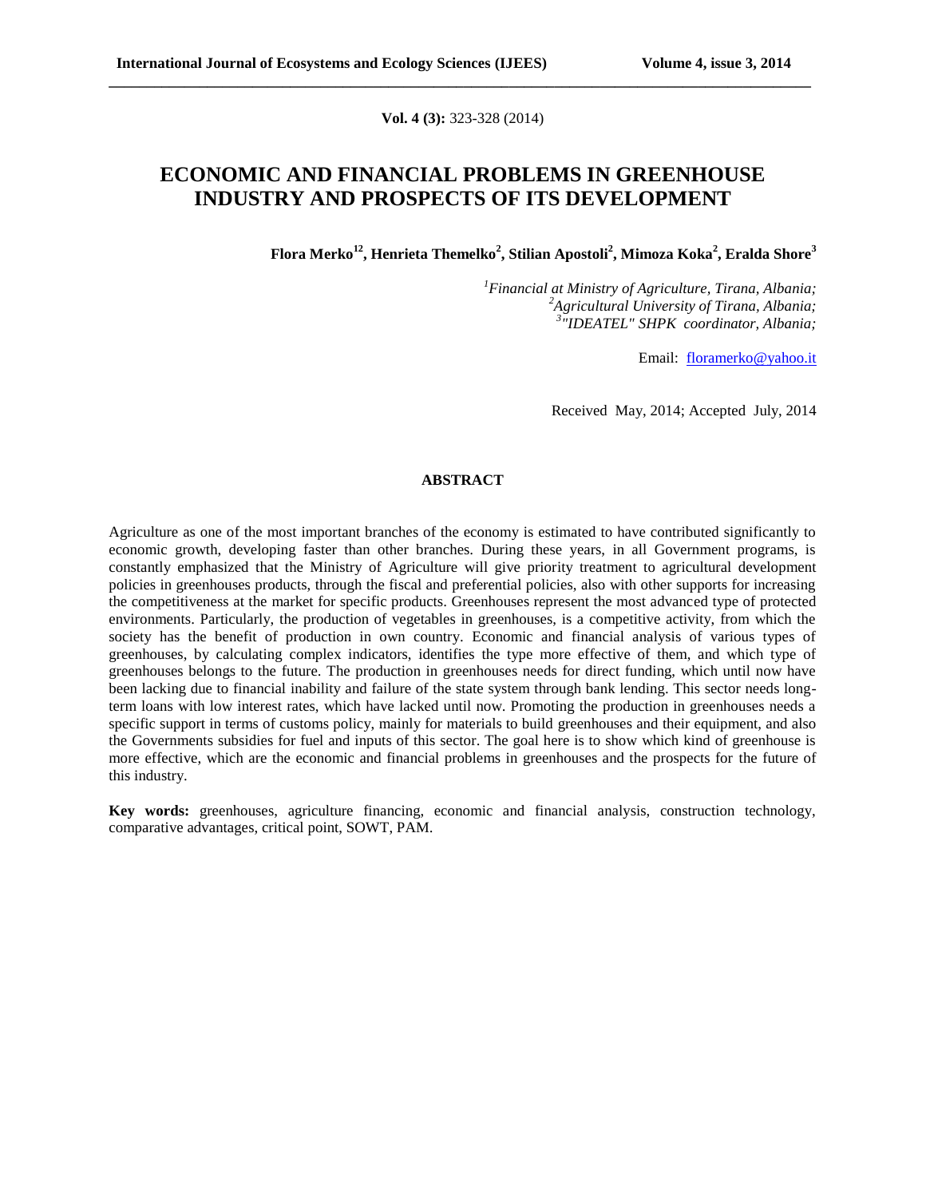**Vol. 4 (3):** 323-328 (2014)

# ECONOMIC AND FINANCIAL PROBLEMS IN GREENHOUSE INDUSTRY AND PROSPECTS OF ITS DEVELOPMENT

**Flora Merko[12], Henrieta Themelko[2], Stilian Apostoli[2], Mimoza Koka[2], Eralda Shore[3]**

*[1]Financial at Ministry of Agriculture, Tirana, Albania;*
*[2]Agricultural University of Tirana, Albania;*
*[3]"IDEATEL" SHPK coordinator, Albania;*

Email: floramerko@yahoo.it

Received May, 2014; Accepted July, 2014

## ABSTRACT

Agriculture as one of the most important branches of the economy is estimated to have contributed significantly to economic growth, developing faster than other branches. During these years, in all Government programs, is constantly emphasized that the Ministry of Agriculture will give priority treatment to agricultural development policies in greenhouses products, through the fiscal and preferential policies, also with other supports for increasing the competitiveness at the market for specific products. Greenhouses represent the most advanced type of protected environments. Particularly, the production of vegetables in greenhouses, is a competitive activity, from which the society has the benefit of production in own country. Economic and financial analysis of various types of greenhouses, by calculating complex indicators, identifies the type more effective of them, and which type of greenhouses belongs to the future. The production in greenhouses needs for direct funding, which until now have been lacking due to financial inability and failure of the state system through bank lending. This sector needs long-term loans with low interest rates, which have lacked until now. Promoting the production in greenhouses needs a specific support in terms of customs policy, mainly for materials to build greenhouses and their equipment, and also the Governments subsidies for fuel and inputs of this sector. The goal here is to show which kind of greenhouse is more effective, which are the economic and financial problems in greenhouses and the prospects for the future of this industry.

**Key words:** greenhouses, agriculture financing, economic and financial analysis, construction technology, comparative advantages, critical point, SOWT, PAM.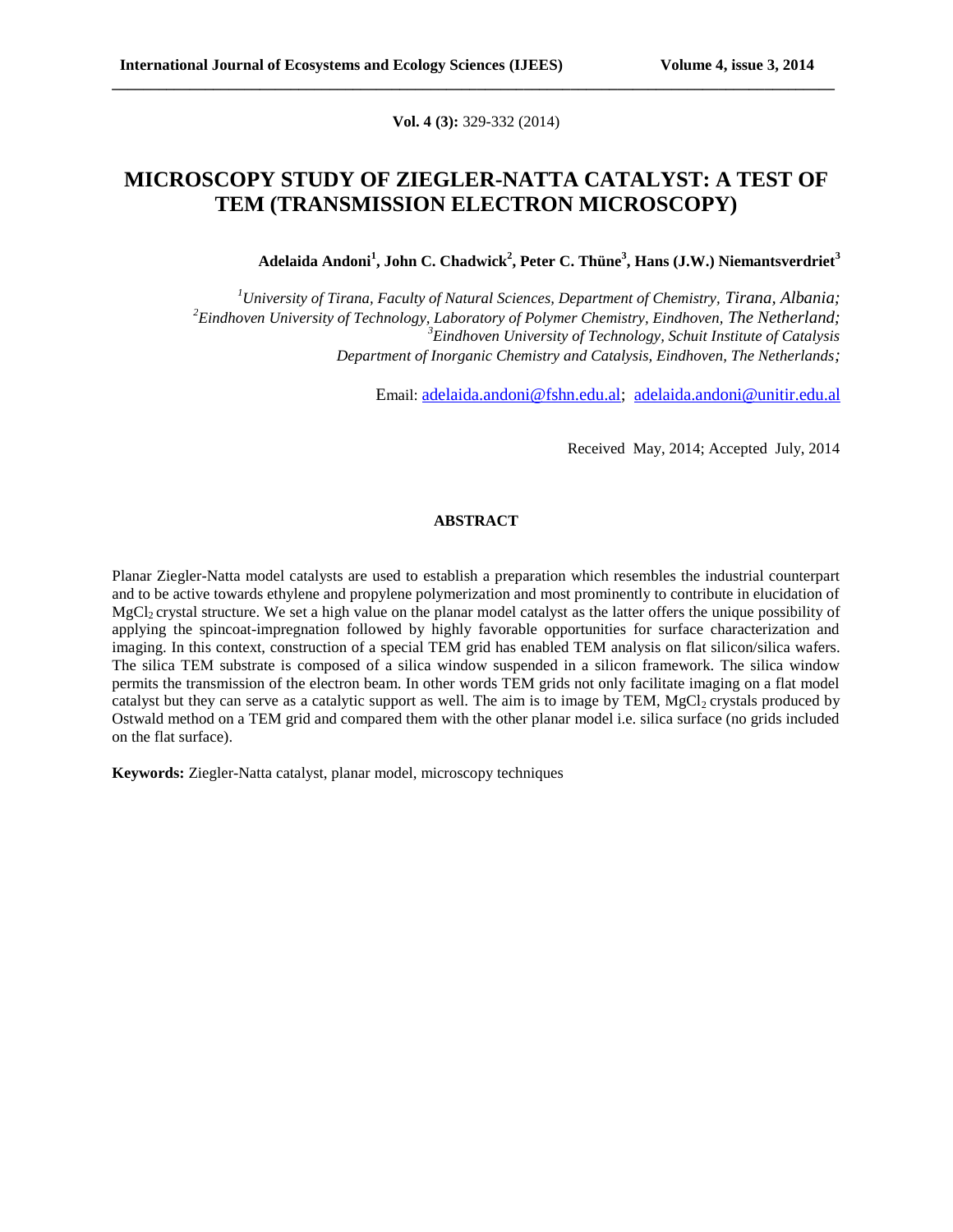**Vol. 4 (3):** 329-332 (2014)

# MICROSCOPY STUDY OF ZIEGLER-NATTA CATALYST: A TEST OF TEM (TRANSMISSION ELECTRON MICROSCOPY)

**Adelaida Andoni[1], John C. Chadwick[2], Peter C. Thüne[3], Hans (J.W.) Niemantsverdriet[3]**

[1]*University of Tirana, Faculty of Natural Sciences, Department of Chemistry, Tirana, Albania;*
[2]*Eindhoven University of Technology, Laboratory of Polymer Chemistry, Eindhoven, The Netherland;*
[3]*Eindhoven University of Technology, Schuit Institute of Catalysis*
*Department of Inorganic Chemistry and Catalysis, Eindhoven, The Netherlands;*

Email: adelaida.andoni@fshn.edu.al; adelaida.andoni@unitir.edu.al

Received May, 2014; Accepted July, 2014

## ABSTRACT

Planar Ziegler-Natta model catalysts are used to establish a preparation which resembles the industrial counterpart and to be active towards ethylene and propylene polymerization and most prominently to contribute in elucidation of $MgCl_2$ crystal structure. We set a high value on the planar model catalyst as the latter offers the unique possibility of applying the spincoat-impregnation followed by highly favorable opportunities for surface characterization and imaging. In this context, construction of a special TEM grid has enabled TEM analysis on flat silicon/silica wafers. The silica TEM substrate is composed of a silica window suspended in a silicon framework. The silica window permits the transmission of the electron beam. In other words TEM grids not only facilitate imaging on a flat model catalyst but they can serve as a catalytic support as well. The aim is to image by TEM, $MgCl_2$ crystals produced by Ostwald method on a TEM grid and compared them with the other planar model i.e. silica surface (no grids included on the flat surface).

**Keywords:** Ziegler-Natta catalyst, planar model, microscopy techniques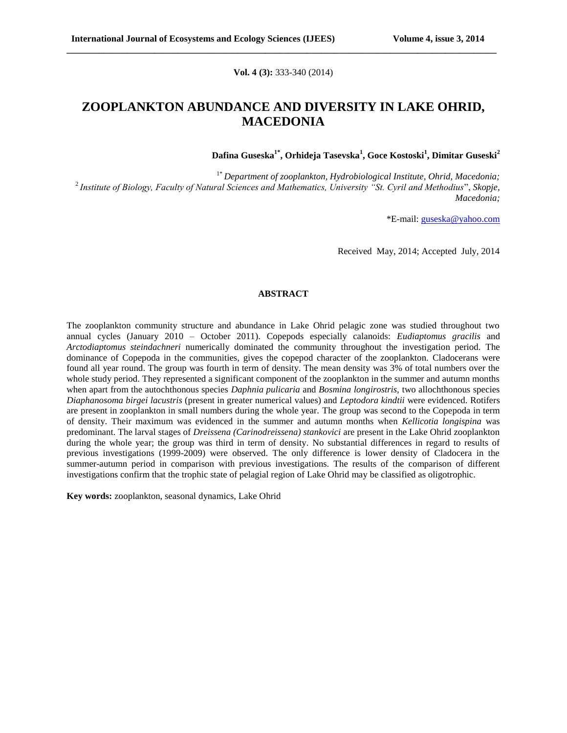**Vol. 4 (3):** 333-340 (2014)

# ZOOPLANKTON ABUNDANCE AND DIVERSITY IN LAKE OHRID, MACEDONIA

**Dafina Guseska[1*], Orhideja Tasevska[1], Goce Kostoski[1], Dimitar Guseski[2]**

[1*] *Department of zooplankton, Hydrobiological Institute, Ohrid, Macedonia;*
[2] *Institute of Biology, Faculty of Natural Sciences and Mathematics, University "St. Cyril and Methodius", Skopje, Macedonia;*

*E-mail: guseska@yahoo.com

Received May, 2014; Accepted July, 2014

## ABSTRACT

The zooplankton community structure and abundance in Lake Ohrid pelagic zone was studied throughout two annual cycles (January 2010 – October 2011). Copepods especially calanoids: *Eudiaptomus gracilis* and *Arctodiaptomus steindachneri* numerically dominated the community throughout the investigation period. The dominance of Copepoda in the communities, gives the copepod character of the zooplankton. Cladocerans were found all year round. The group was fourth in term of density. The mean density was 3% of total numbers over the whole study period. They represented a significant component of the zooplankton in the summer and autumn months when apart from the autochthonous species *Daphnia pulicaria* and *Bosmina longirostris,* two allochthonous species *Diaphanosoma birgei lacustris* (present in greater numerical values) and *Leptodora kindtii* were evidenced. Rotifers are present in zooplankton in small numbers during the whole year. The group was second to the Copepoda in term of density. Their maximum was evidenced in the summer and autumn months when *Kellicotia longispina* was predominant. The larval stages of *Dreissena (Carinodreissena) stankovici* are present in the Lake Ohrid zooplankton during the whole year; the group was third in term of density. No substantial differences in regard to results of previous investigations (1999-2009) were observed. The only difference is lower density of Cladocera in the summer-autumn period in comparison with previous investigations. The results of the comparison of different investigations confirm that the trophic state of pelagial region of Lake Ohrid may be classified as oligotrophic.

**Key words:** zooplankton, seasonal dynamics, Lake Ohrid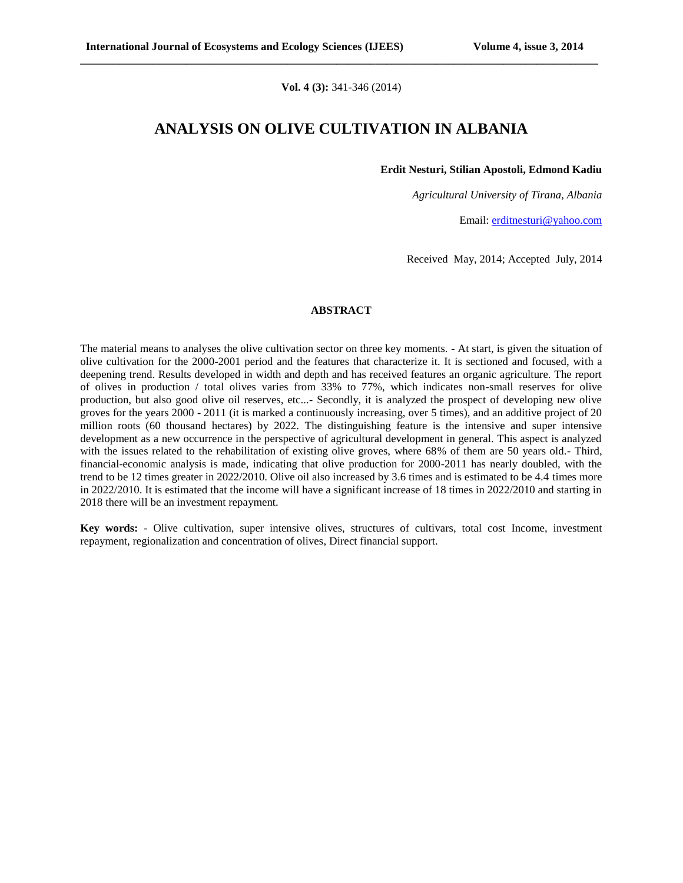# ANALYSIS ON OLIVE CULTIVATION IN ALBANIA

**Erdit Nesturi, Stilian Apostoli, Edmond Kadiu**

*Agricultural University of Tirana, Albania*

Email: erditnesturi@yahoo.com

Received May, 2014; Accepted July, 2014

## ABSTRACT

The material means to analyses the olive cultivation sector on three key moments. - At start, is given the situation of olive cultivation for the 2000-2001 period and the features that characterize it. It is sectioned and focused, with a deepening trend. Results developed in width and depth and has received features an organic agriculture. The report of olives in production / total olives varies from 33% to 77%, which indicates non-small reserves for olive production, but also good olive oil reserves, etc...- Secondly, it is analyzed the prospect of developing new olive groves for the years 2000 - 2011 (it is marked a continuously increasing, over 5 times), and an additive project of 20 million roots (60 thousand hectares) by 2022. The distinguishing feature is the intensive and super intensive development as a new occurrence in the perspective of agricultural development in general. This aspect is analyzed with the issues related to the rehabilitation of existing olive groves, where 68% of them are 50 years old.- Third, financial-economic analysis is made, indicating that olive production for 2000-2011 has nearly doubled, with the trend to be 12 times greater in 2022/2010. Olive oil also increased by 3.6 times and is estimated to be 4.4 times more in 2022/2010. It is estimated that the income will have a significant increase of 18 times in 2022/2010 and starting in 2018 there will be an investment repayment.

**Key words:** - Olive cultivation, super intensive olives, structures of cultivars, total cost Income, investment repayment, regionalization and concentration of olives, Direct financial support.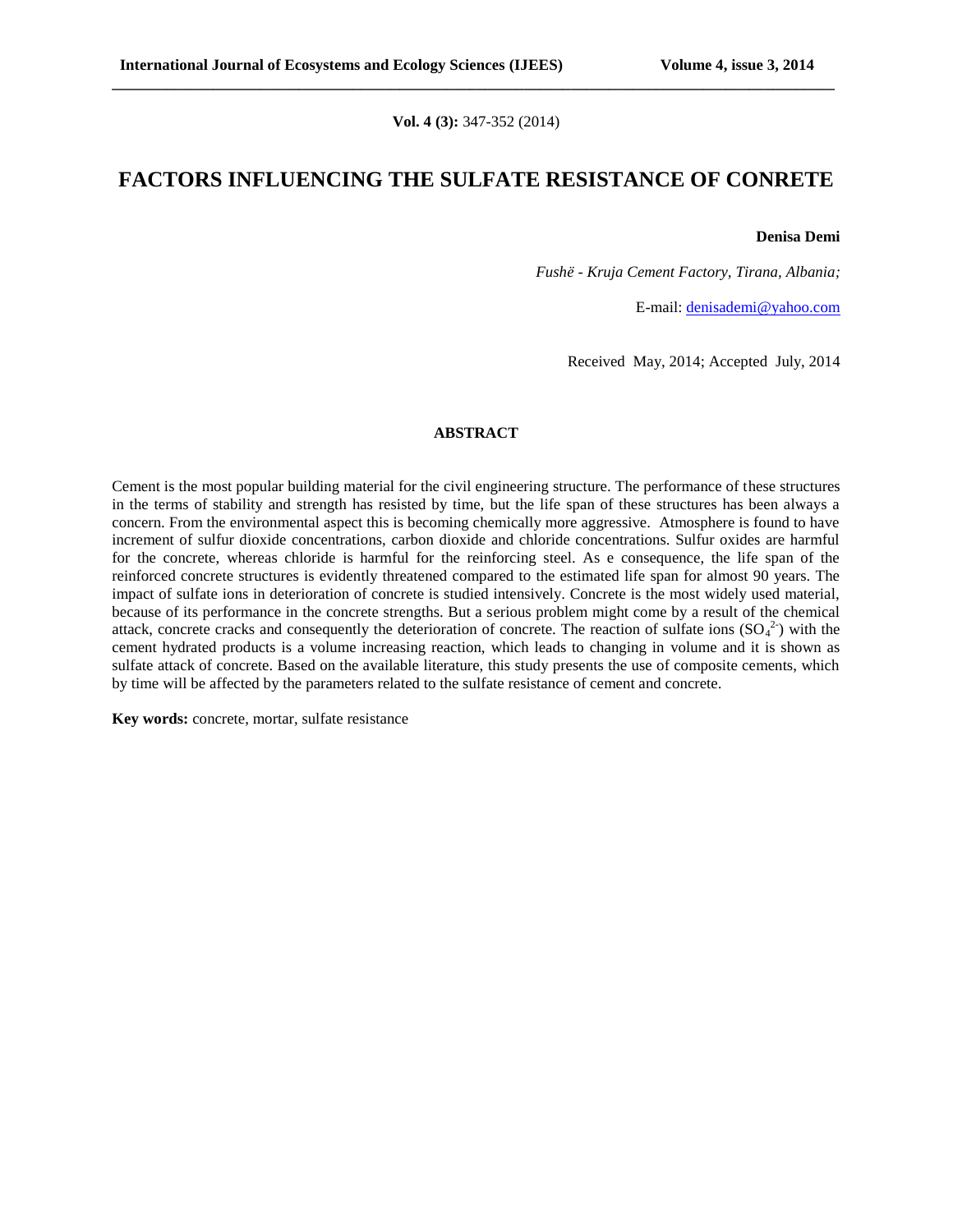**Vol. 4 (3):** 347-352 (2014)

# FACTORS INFLUENCING THE SULFATE RESISTANCE OF CONRETE

**Denisa Demi**

*Fushë - Kruja Cement Factory, Tirana, Albania;*

E-mail: denisademi@yahoo.com

Received May, 2014; Accepted July, 2014

## ABSTRACT

Cement is the most popular building material for the civil engineering structure. The performance of these structures in the terms of stability and strength has resisted by time, but the life span of these structures has been always a concern. From the environmental aspect this is becoming chemically more aggressive. Atmosphere is found to have increment of sulfur dioxide concentrations, carbon dioxide and chloride concentrations. Sulfur oxides are harmful for the concrete, whereas chloride is harmful for the reinforcing steel. As e consequence, the life span of the reinforced concrete structures is evidently threatened compared to the estimated life span for almost 90 years. The impact of sulfate ions in deterioration of concrete is studied intensively. Concrete is the most widely used material, because of its performance in the concrete strengths. But a serious problem might come by a result of the chemical attack, concrete cracks and consequently the deterioration of concrete. The reaction of sulfate ions ($SO_4^{2-}$) with the cement hydrated products is a volume increasing reaction, which leads to changing in volume and it is shown as sulfate attack of concrete. Based on the available literature, this study presents the use of composite cements, which by time will be affected by the parameters related to the sulfate resistance of cement and concrete.

**Key words:** concrete, mortar, sulfate resistance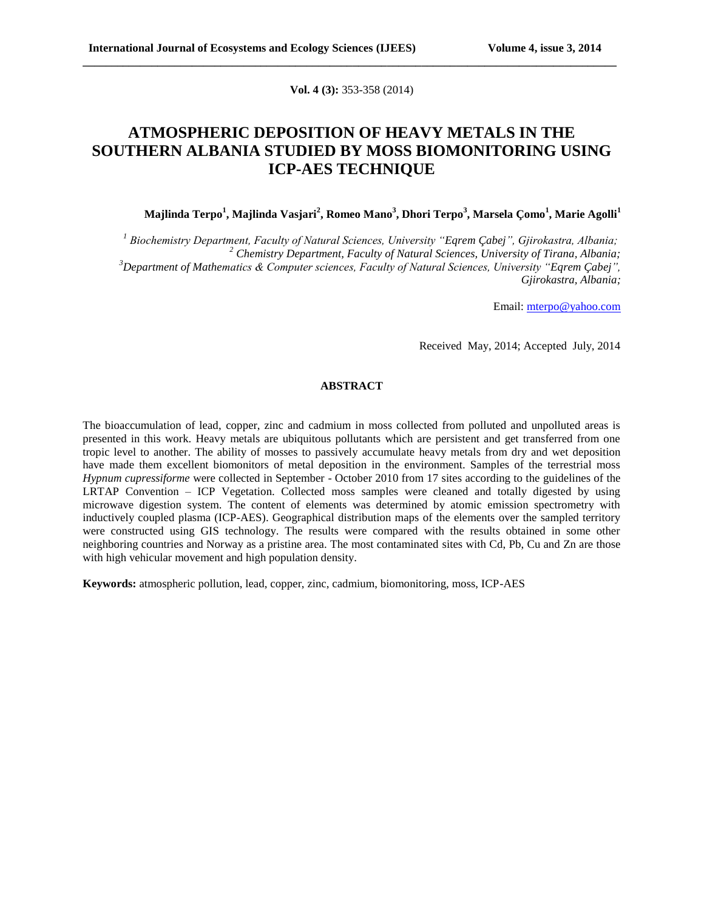**Vol. 4 (3):** 353-358 (2014)

# ATMOSPHERIC DEPOSITION OF HEAVY METALS IN THE SOUTHERN ALBANIA STUDIED BY MOSS BIOMONITORING USING ICP-AES TECHNIQUE

**Majlinda Terpo[1], Majlinda Vasjari[2], Romeo Mano[3], Dhori Terpo[3], Marsela Çomo[1], Marie Agolli[1]**

[1] *Biochemistry Department, Faculty of Natural Sciences, University "Eqrem Çabej", Gjirokastra, Albania;*
[2] *Chemistry Department, Faculty of Natural Sciences, University of Tirana, Albania;*
[3] *Department of Mathematics & Computer sciences, Faculty of Natural Sciences, University "Eqrem Çabej", Gjirokastra, Albania;*

Email: mterpo@yahoo.com

Received May, 2014; Accepted July, 2014

## ABSTRACT

The bioaccumulation of lead, copper, zinc and cadmium in moss collected from polluted and unpolluted areas is presented in this work. Heavy metals are ubiquitous pollutants which are persistent and get transferred from one tropic level to another. The ability of mosses to passively accumulate heavy metals from dry and wet deposition have made them excellent biomonitors of metal deposition in the environment. Samples of the terrestrial moss *Hypnum cupressiforme* were collected in September - October 2010 from 17 sites according to the guidelines of the LRTAP Convention – ICP Vegetation. Collected moss samples were cleaned and totally digested by using microwave digestion system. The content of elements was determined by atomic emission spectrometry with inductively coupled plasma (ICP-AES). Geographical distribution maps of the elements over the sampled territory were constructed using GIS technology. The results were compared with the results obtained in some other neighboring countries and Norway as a pristine area. The most contaminated sites with Cd, Pb, Cu and Zn are those with high vehicular movement and high population density.

**Keywords:** atmospheric pollution, lead, copper, zinc, cadmium, biomonitoring, moss, ICP-AES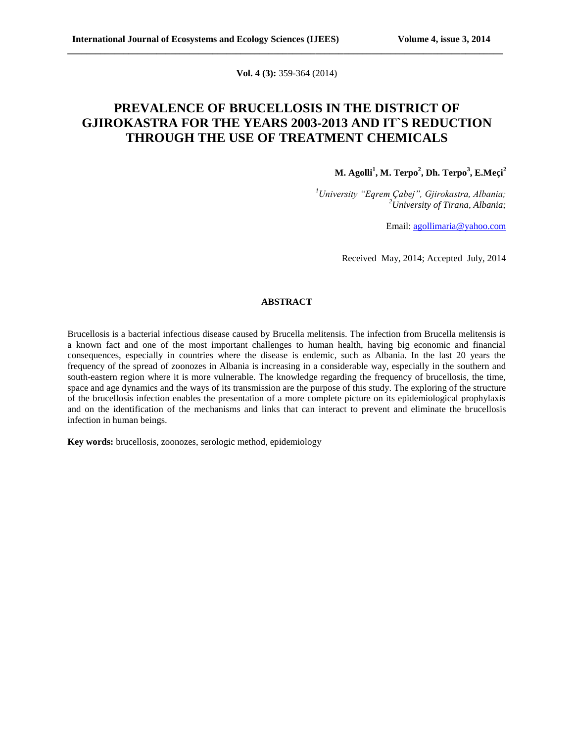# PREVALENCE OF BRUCELLOSIS IN THE DISTRICT OF GJIROKASTRA FOR THE YEARS 2003-2013 AND IT`S REDUCTION THROUGH THE USE OF TREATMENT CHEMICALS

**M. Agolli[1], M. Terpo[2], Dh. Terpo[3], E.Meçi[2]**

*[1]University "Eqrem Çabej", Gjirokastra, Albania;*
*[2]University of Tirana, Albania;*

Email: agollimaria@yahoo.com

Received May, 2014; Accepted July, 2014

## ABSTRACT

Brucellosis is a bacterial infectious disease caused by Brucella melitensis. The infection from Brucella melitensis is a known fact and one of the most important challenges to human health, having big economic and financial consequences, especially in countries where the disease is endemic, such as Albania. In the last 20 years the frequency of the spread of zoonozes in Albania is increasing in a considerable way, especially in the southern and south-eastern region where it is more vulnerable. The knowledge regarding the frequency of brucellosis, the time, space and age dynamics and the ways of its transmission are the purpose of this study. The exploring of the structure of the brucellosis infection enables the presentation of a more complete picture on its epidemiological prophylaxis and on the identification of the mechanisms and links that can interact to prevent and eliminate the brucellosis infection in human beings.

**Key words:** brucellosis, zoonozes, serologic method, epidemiology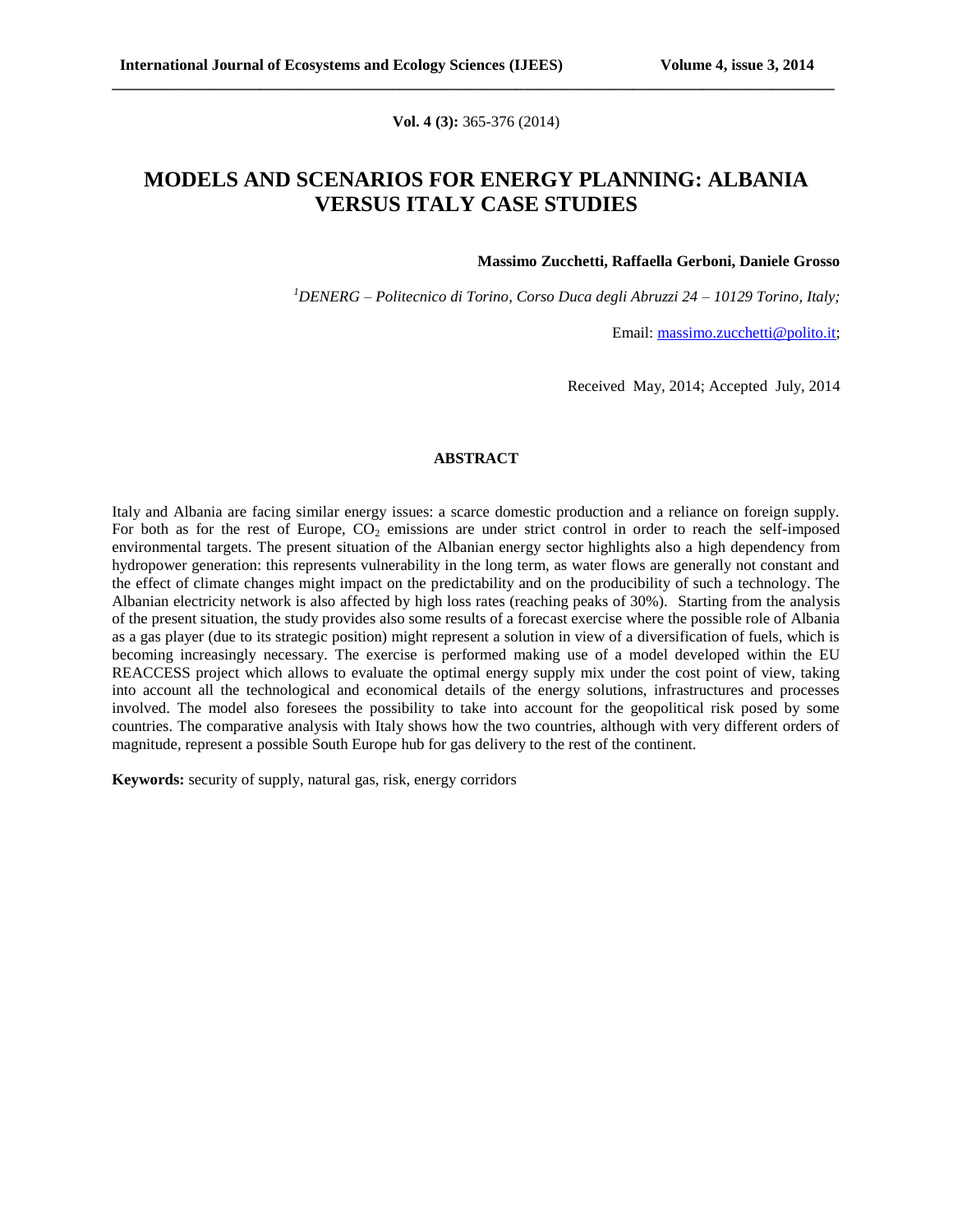# MODELS AND SCENARIOS FOR ENERGY PLANNING: ALBANIA VERSUS ITALY CASE STUDIES

**Massimo Zucchetti, Raffaella Gerboni, Daniele Grosso**

[1]*DENERG – Politecnico di Torino, Corso Duca degli Abruzzi 24 – 10129 Torino, Italy;*

Email: massimo.zucchetti@polito.it;

Received May, 2014; Accepted July, 2014

## ABSTRACT

Italy and Albania are facing similar energy issues: a scarce domestic production and a reliance on foreign supply. For both as for the rest of Europe, $CO_2$ emissions are under strict control in order to reach the self-imposed environmental targets. The present situation of the Albanian energy sector highlights also a high dependency from hydropower generation: this represents vulnerability in the long term, as water flows are generally not constant and the effect of climate changes might impact on the predictability and on the producibility of such a technology. The Albanian electricity network is also affected by high loss rates (reaching peaks of 30%). Starting from the analysis of the present situation, the study provides also some results of a forecast exercise where the possible role of Albania as a gas player (due to its strategic position) might represent a solution in view of a diversification of fuels, which is becoming increasingly necessary. The exercise is performed making use of a model developed within the EU REACCESS project which allows to evaluate the optimal energy supply mix under the cost point of view, taking into account all the technological and economical details of the energy solutions, infrastructures and processes involved. The model also foresees the possibility to take into account for the geopolitical risk posed by some countries. The comparative analysis with Italy shows how the two countries, although with very different orders of magnitude, represent a possible South Europe hub for gas delivery to the rest of the continent.

**Keywords:** security of supply, natural gas, risk, energy corridors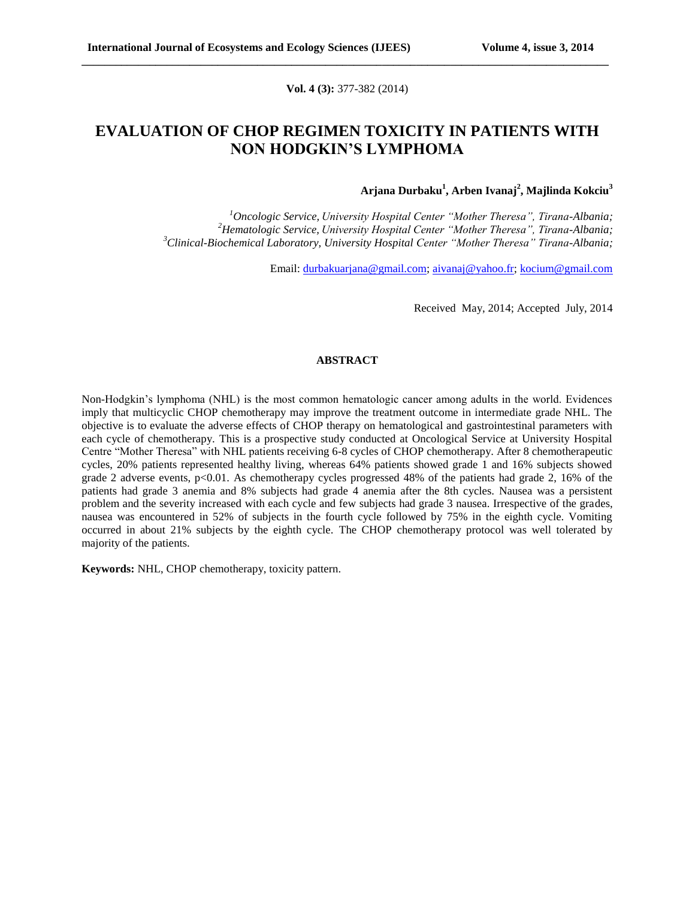# EVALUATION OF CHOP REGIMEN TOXICITY IN PATIENTS WITH NON HODGKIN'S LYMPHOMA

**Arjana Durbaku[1], Arben Ivanaj[2], Majlinda Kokciu[3]**

[1]*Oncologic Service, University Hospital Center "Mother Theresa", Tirana-Albania;*
[2]*Hematologic Service, University Hospital Center "Mother Theresa", Tirana-Albania;*
[3]*Clinical-Biochemical Laboratory, University Hospital Center "Mother Theresa" Tirana-Albania;*

Email: durbakuarjana@gmail.com; aivanaj@yahoo.fr; kocium@gmail.com

Received May, 2014; Accepted July, 2014

## ABSTRACT

Non-Hodgkin's lymphoma (NHL) is the most common hematologic cancer among adults in the world. Evidences imply that multicyclic CHOP chemotherapy may improve the treatment outcome in intermediate grade NHL. The objective is to evaluate the adverse effects of CHOP therapy on hematological and gastrointestinal parameters with each cycle of chemotherapy. This is a prospective study conducted at Oncological Service at University Hospital Centre "Mother Theresa" with NHL patients receiving 6-8 cycles of CHOP chemotherapy. After 8 chemotherapeutic cycles, 20% patients represented healthy living, whereas 64% patients showed grade 1 and 16% subjects showed grade 2 adverse events, $p<0.01$. As chemotherapy cycles progressed 48% of the patients had grade 2, 16% of the patients had grade 3 anemia and 8% subjects had grade 4 anemia after the 8th cycles. Nausea was a persistent problem and the severity increased with each cycle and few subjects had grade 3 nausea. Irrespective of the grades, nausea was encountered in 52% of subjects in the fourth cycle followed by 75% in the eighth cycle. Vomiting occurred in about 21% subjects by the eighth cycle. The CHOP chemotherapy protocol was well tolerated by majority of the patients.

**Keywords:** NHL, CHOP chemotherapy, toxicity pattern.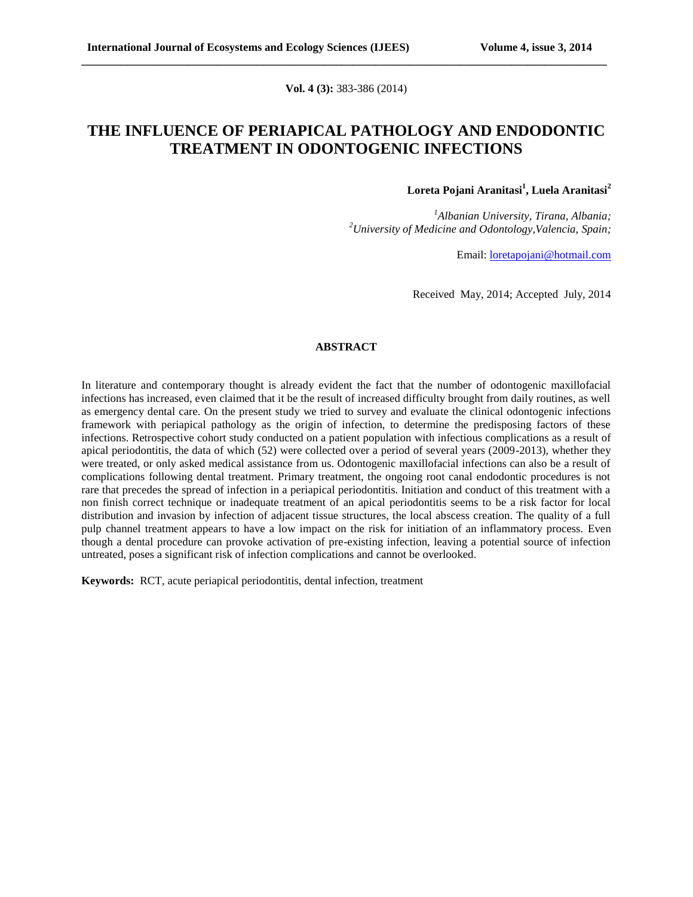# THE INFLUENCE OF PERIAPICAL PATHOLOGY AND ENDODONTIC TREATMENT IN ODONTOGENIC INFECTIONS

**Loreta Pojani Aranitasi[1], Luela Aranitasi[2]**

*[1]Albanian University, Tirana, Albania;*
*[2]University of Medicine and Odontology,Valencia, Spain;*

Email: loretapojani@hotmail.com

Received May, 2014; Accepted July, 2014

## ABSTRACT

In literature and contemporary thought is already evident the fact that the number of odontogenic maxillofacial infections has increased, even claimed that it be the result of increased difficulty brought from daily routines, as well as emergency dental care. On the present study we tried to survey and evaluate the clinical odontogenic infections framework with periapical pathology as the origin of infection, to determine the predisposing factors of these infections. Retrospective cohort study conducted on a patient population with infectious complications as a result of apical periodontitis, the data of which (52) were collected over a period of several years (2009-2013), whether they were treated, or only asked medical assistance from us. Odontogenic maxillofacial infections can also be a result of complications following dental treatment. Primary treatment, the ongoing root canal endodontic procedures is not rare that precedes the spread of infection in a periapical periodontitis. Initiation and conduct of this treatment with a non finish correct technique or inadequate treatment of an apical periodontitis seems to be a risk factor for local distribution and invasion by infection of adjacent tissue structures, the local abscess creation. The quality of a full pulp channel treatment appears to have a low impact on the risk for initiation of an inflammatory process. Even though a dental procedure can provoke activation of pre-existing infection, leaving a potential source of infection untreated, poses a significant risk of infection complications and cannot be overlooked.

**Keywords:** RCT, acute periapical periodontitis, dental infection, treatment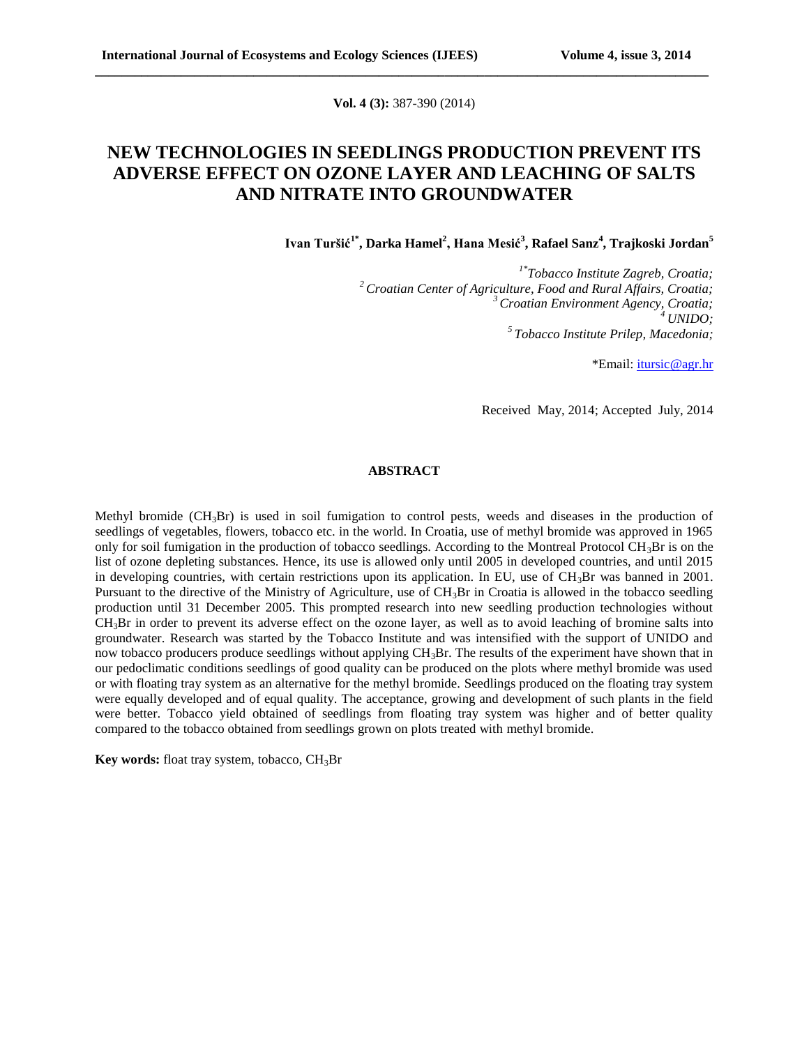# NEW TECHNOLOGIES IN SEEDLINGS PRODUCTION PREVENT ITS ADVERSE EFFECT ON OZONE LAYER AND LEACHING OF SALTS AND NITRATE INTO GROUNDWATER

**Ivan Turšić[1*], Darka Hamel[2], Hana Mesić[3], Rafael Sanz[4], Trajkoski Jordan[5]**

*[1*]Tobacco Institute Zagreb, Croatia;*
*[2]Croatian Center of Agriculture, Food and Rural Affairs, Croatia;*
*[3]Croatian Environment Agency, Croatia;*
*[4]UNIDO;*
*[5]Tobacco Institute Prilep, Macedonia;*

*Email: itursic@agr.hr

Received May, 2014; Accepted July, 2014

## ABSTRACT

Methyl bromide ($CH_3Br$) is used in soil fumigation to control pests, weeds and diseases in the production of seedlings of vegetables, flowers, tobacco etc. in the world. In Croatia, use of methyl bromide was approved in 1965 only for soil fumigation in the production of tobacco seedlings. According to the Montreal Protocol $CH_3Br$ is on the list of ozone depleting substances. Hence, its use is allowed only until 2005 in developed countries, and until 2015 in developing countries, with certain restrictions upon its application. In EU, use of $CH_3Br$ was banned in 2001. Pursuant to the directive of the Ministry of Agriculture, use of $CH_3Br$ in Croatia is allowed in the tobacco seedling production until 31 December 2005. This prompted research into new seedling production technologies without $CH_3Br$ in order to prevent its adverse effect on the ozone layer, as well as to avoid leaching of bromine salts into groundwater. Research was started by the Tobacco Institute and was intensified with the support of UNIDO and now tobacco producers produce seedlings without applying $CH_3Br$. The results of the experiment have shown that in our pedoclimatic conditions seedlings of good quality can be produced on the plots where methyl bromide was used or with floating tray system as an alternative for the methyl bromide. Seedlings produced on the floating tray system were equally developed and of equal quality. The acceptance, growing and development of such plants in the field were better. Tobacco yield obtained of seedlings from floating tray system was higher and of better quality compared to the tobacco obtained from seedlings grown on plots treated with methyl bromide.

**Key words:** float tray system, tobacco, $CH_3Br$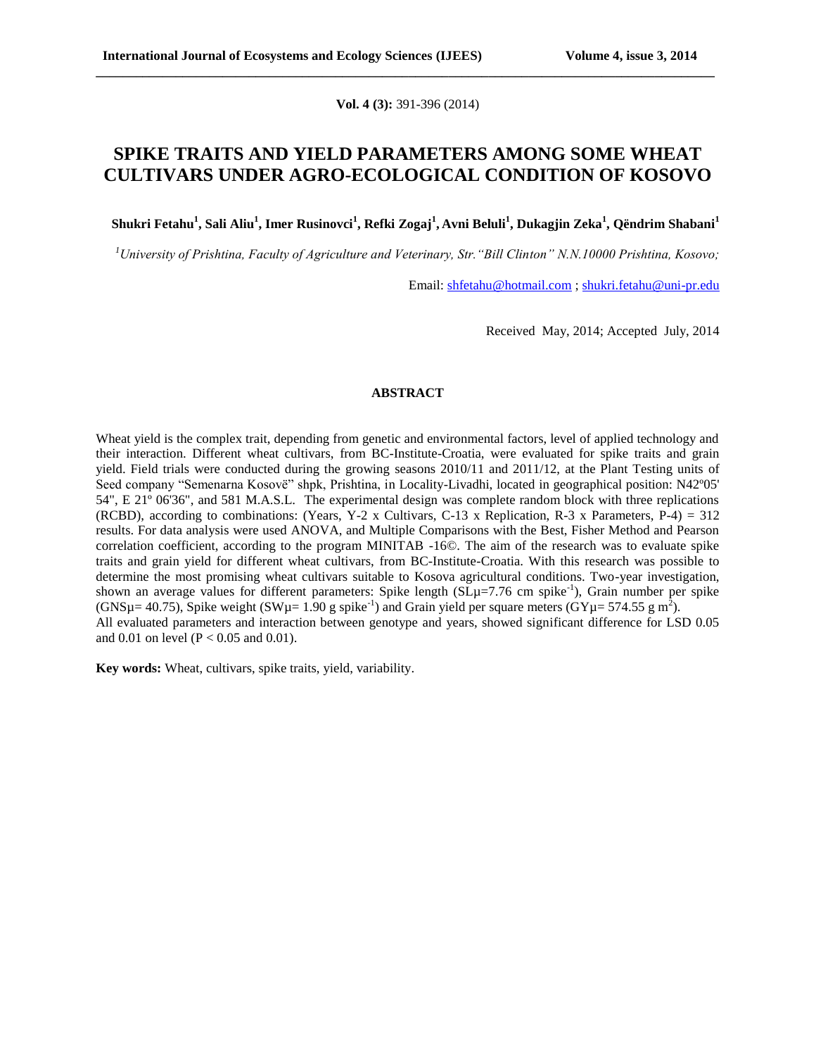**Vol. 4 (3):** 391-396 (2014)

# SPIKE TRAITS AND YIELD PARAMETERS AMONG SOME WHEAT CULTIVARS UNDER AGRO-ECOLOGICAL CONDITION OF KOSOVO

**Shukri Fetahu[1], Sali Aliu[1], Imer Rusinovci[1], Refki Zogaj[1], Avni Beluli[1], Dukagjin Zeka[1], Qëndrim Shabani[1]**

[1]*University of Prishtina, Faculty of Agriculture and Veterinary, Str."Bill Clinton" N.N.10000 Prishtina, Kosovo;*

Email: shfetahu@hotmail.com ; shukri.fetahu@uni-pr.edu

Received May, 2014; Accepted July, 2014

## ABSTRACT

Wheat yield is the complex trait, depending from genetic and environmental factors, level of applied technology and their interaction. Different wheat cultivars, from BC-Institute-Croatia, were evaluated for spike traits and grain yield. Field trials were conducted during the growing seasons 2010/11 and 2011/12, at the Plant Testing units of Seed company "Semenarna Kosovë" shpk, Prishtina, in Locality-Livadhi, located in geographical position: N42º05' 54", E 21º 06'36", and 581 M.A.S.L. The experimental design was complete random block with three replications (RCBD), according to combinations: (Years, Y-2 x Cultivars, C-13 x Replication, R-3 x Parameters, P-4) = 312 results. For data analysis were used ANOVA, and Multiple Comparisons with the Best, Fisher Method and Pearson correlation coefficient, according to the program MINITAB -16©. The aim of the research was to evaluate spike traits and grain yield for different wheat cultivars, from BC-Institute-Croatia. With this research was possible to determine the most promising wheat cultivars suitable to Kosova agricultural conditions. Two-year investigation, shown an average values for different parameters: Spike length ($SL\mu$=7.76 cm $spike^{-1}$), Grain number per spike ($GNS\mu$= 40.75), Spike weight ($SW\mu$= 1.90 g $spike^{-1}$) and Grain yield per square meters ($GY\mu$= 574.55 g $m^2$).
All evaluated parameters and interaction between genotype and years, showed significant difference for LSD 0.05 and 0.01 on level ($P < 0.05$ and 0.01).

**Key words:** Wheat, cultivars, spike traits, yield, variability.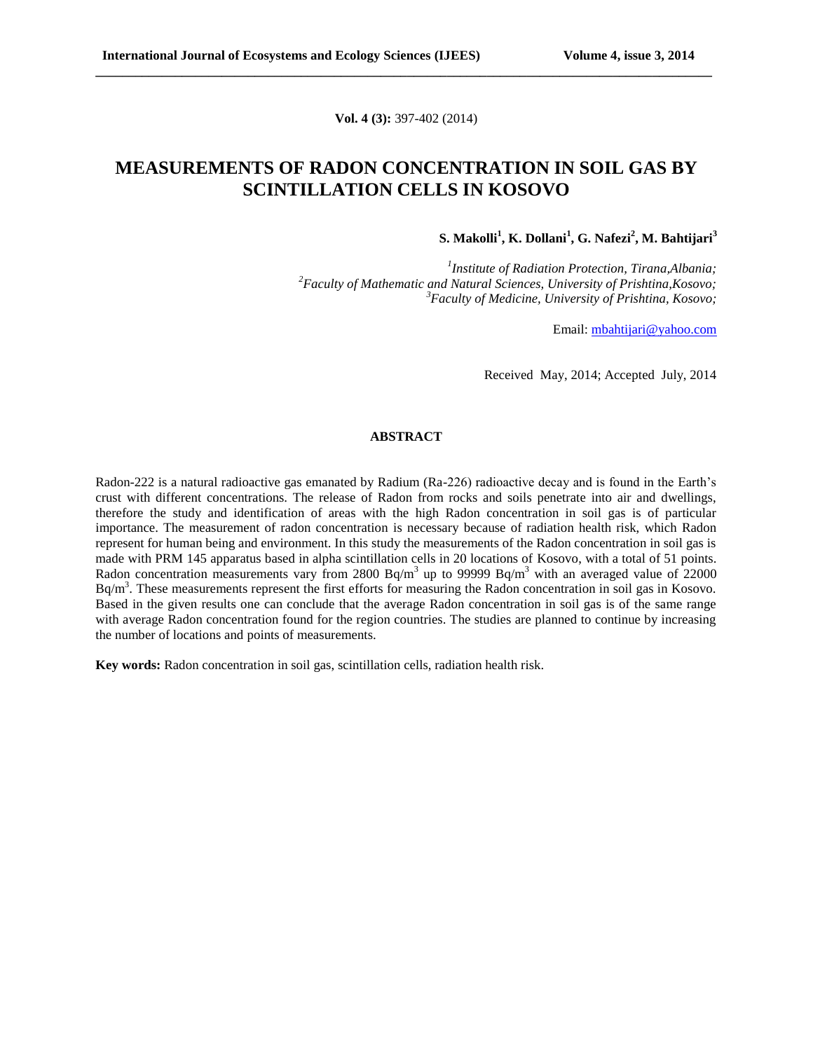**Vol. 4 (3):** 397-402 (2014)

# MEASUREMENTS OF RADON CONCENTRATION IN SOIL GAS BY SCINTILLATION CELLS IN KOSOVO

**S. Makolli[1], K. Dollani[1], G. Nafezi[2], M. Bahtijari[3]**

*[1]Institute of Radiation Protection, Tirana,Albania;*
*[2]Faculty of Mathematic and Natural Sciences, University of Prishtina,Kosovo;*
*[3]Faculty of Medicine, University of Prishtina, Kosovo;*

Email: mbahtijari@yahoo.com

Received May, 2014; Accepted July, 2014

## ABSTRACT

Radon-222 is a natural radioactive gas emanated by Radium (Ra-226) radioactive decay and is found in the Earth's crust with different concentrations. The release of Radon from rocks and soils penetrate into air and dwellings, therefore the study and identification of areas with the high Radon concentration in soil gas is of particular importance. The measurement of radon concentration is necessary because of radiation health risk, which Radon represent for human being and environment. In this study the measurements of the Radon concentration in soil gas is made with PRM 145 apparatus based in alpha scintillation cells in 20 locations of Kosovo, with a total of 51 points. Radon concentration measurements vary from 2800 $Bq/m^3$ up to 99999 $Bq/m^3$ with an averaged value of 22000 $Bq/m^3$. These measurements represent the first efforts for measuring the Radon concentration in soil gas in Kosovo. Based in the given results one can conclude that the average Radon concentration in soil gas is of the same range with average Radon concentration found for the region countries. The studies are planned to continue by increasing the number of locations and points of measurements.

**Key words:** Radon concentration in soil gas, scintillation cells, radiation health risk.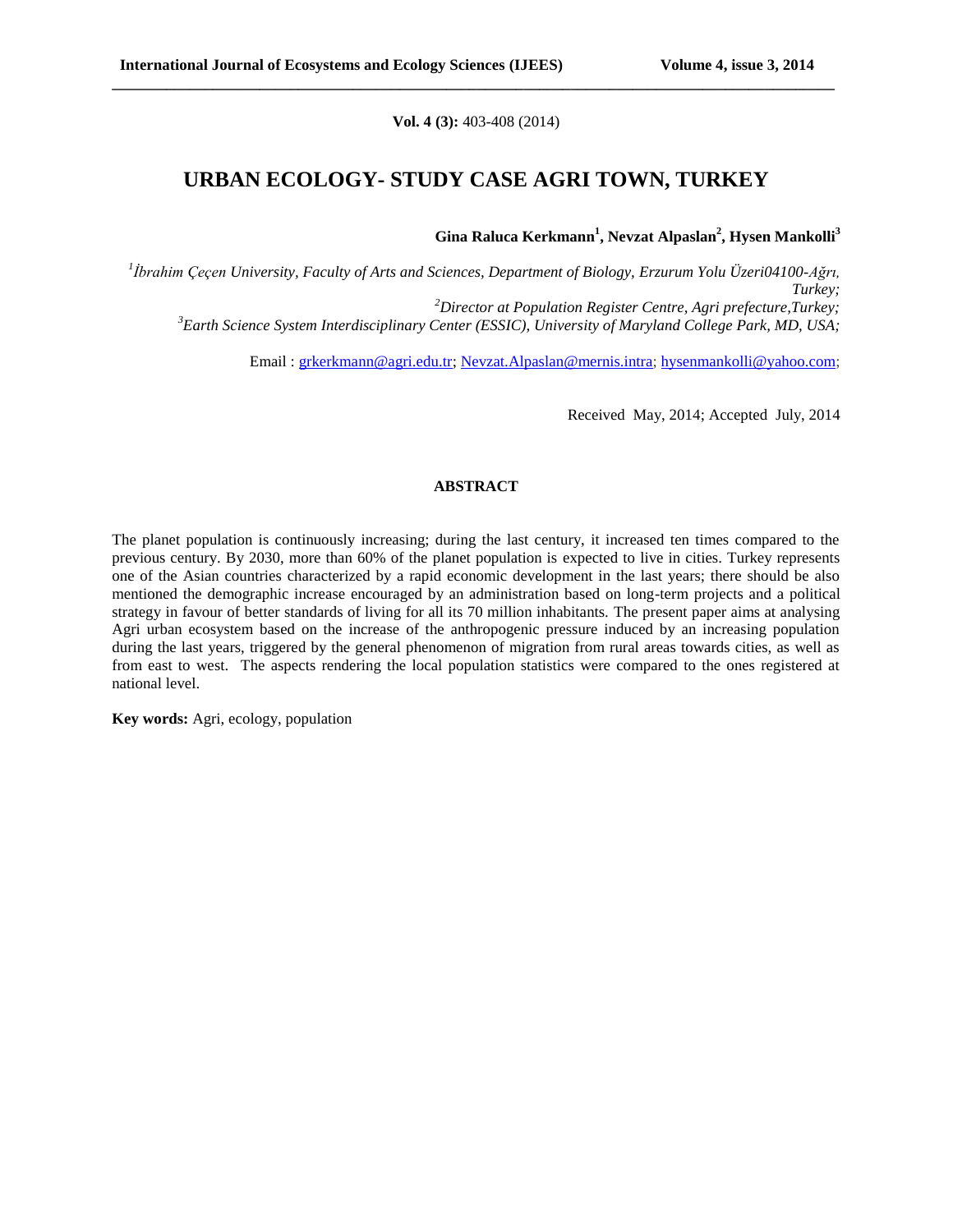**Vol. 4 (3):** 403-408 (2014)

# URBAN ECOLOGY- STUDY CASE AGRI TOWN, TURKEY

**Gina Raluca Kerkmann[1], Nevzat Alpaslan[2], Hysen Mankolli[3]**

[1]*İbrahim Çeçen University, Faculty of Arts and Sciences, Department of Biology, Erzurum Yolu Üzeri04100-Ağrı, Turkey;*
[2]*Director at Population Register Centre, Agri prefecture,Turkey;*
[3]*Earth Science System Interdisciplinary Center (ESSIC), University of Maryland College Park, MD, USA;*

Email : grkerkmann@agri.edu.tr; Nevzat.Alpaslan@mernis.intra; hysenmankolli@yahoo.com;

Received May, 2014; Accepted July, 2014

## ABSTRACT

The planet population is continuously increasing; during the last century, it increased ten times compared to the previous century. By 2030, more than 60% of the planet population is expected to live in cities. Turkey represents one of the Asian countries characterized by a rapid economic development in the last years; there should be also mentioned the demographic increase encouraged by an administration based on long-term projects and a political strategy in favour of better standards of living for all its 70 million inhabitants. The present paper aims at analysing Agri urban ecosystem based on the increase of the anthropogenic pressure induced by an increasing population during the last years, triggered by the general phenomenon of migration from rural areas towards cities, as well as from east to west. The aspects rendering the local population statistics were compared to the ones registered at national level.

**Key words:** Agri, ecology, population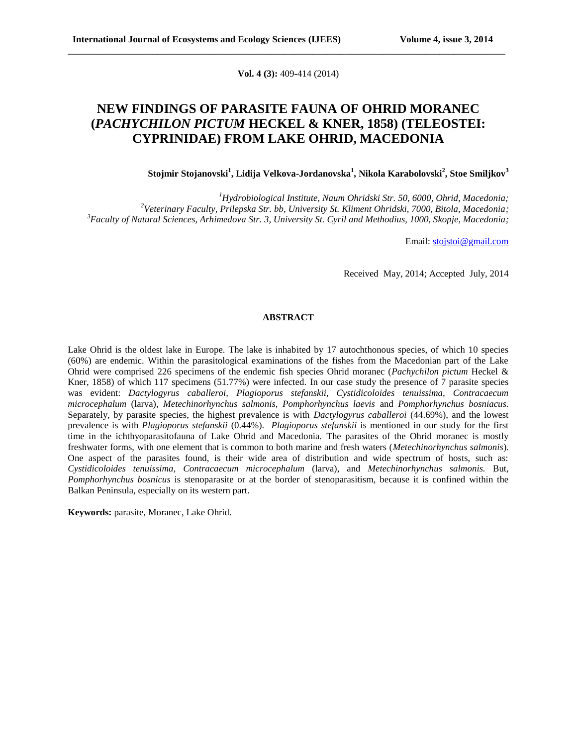**Vol. 4 (3):** 409-414 (2014)

# NEW FINDINGS OF PARASITE FAUNA OF OHRID MORANEC (*PACHYCHILON PICTUM* HECKEL & KNER, 1858) (TELEOSTEI: CYPRINIDAE) FROM LAKE OHRID, MACEDONIA

**Stojmir Stojanovski[1], Lidija Velkova-Jordanovska[1], Nikola Karabolovski[2], Stoe Smiljkov[3]**

*[1]Hydrobiological Institute, Naum Ohridski Str. 50, 6000, Ohrid, Macedonia;*
*[2]Veterinary Faculty, Prilepska Str. bb, University St. Kliment Ohridski, 7000, Bitola, Macedonia;*
*[3]Faculty of Natural Sciences, Arhimedova Str. 3, University St. Cyril and Methodius, 1000, Skopje, Macedonia;*

Email: stojstoi@gmail.com

Received May, 2014; Accepted July, 2014

## ABSTRACT

Lake Ohrid is the oldest lake in Europe. The lake is inhabited by 17 autochthonous species, of which 10 species (60%) are endemic. Within the parasitological examinations of the fishes from the Macedonian part of the Lake Ohrid were comprised 226 specimens of the endemic fish species Ohrid moranec (*Pachychilon pictum* Heckel & Kner, 1858) of which 117 specimens (51.77%) were infected. In our case study the presence of 7 parasite species was evident: *Dactylogyrus caballeroi, Plagioporus stefanskii, Cystidicoloides tenuissima, Contracaecum microcephalum* (larva), *Metechinorhynchus salmonis, Pomphorhynchus laevis* and *Pomphorhynchus bosniacus.* Separately, by parasite species, the highest prevalence is with *Dactylogyrus caballeroi* (44.69%), and the lowest prevalence is with *Plagioporus stefanskii* (0.44%). *Plagioporus stefanskii* is mentioned in our study for the first time in the ichthyoparasitofauna of Lake Ohrid and Macedonia. The parasites of the Ohrid moranec is mostly freshwater forms, with one element that is common to both marine and fresh waters (*Metechinorhynchus salmonis*). One aspect of the parasites found, is their wide area of distribution and wide spectrum of hosts, such as: *Cystidicoloides tenuissima*, *Contracaecum microcephalum* (larva), and *Metechinorhynchus salmonis.* But, *Pomphorhynchus bosnicus* is stenoparasite or at the border of stenoparasitism, because it is confined within the Balkan Peninsula, especially on its western part.

**Keywords:** parasite, Moranec, Lake Ohrid.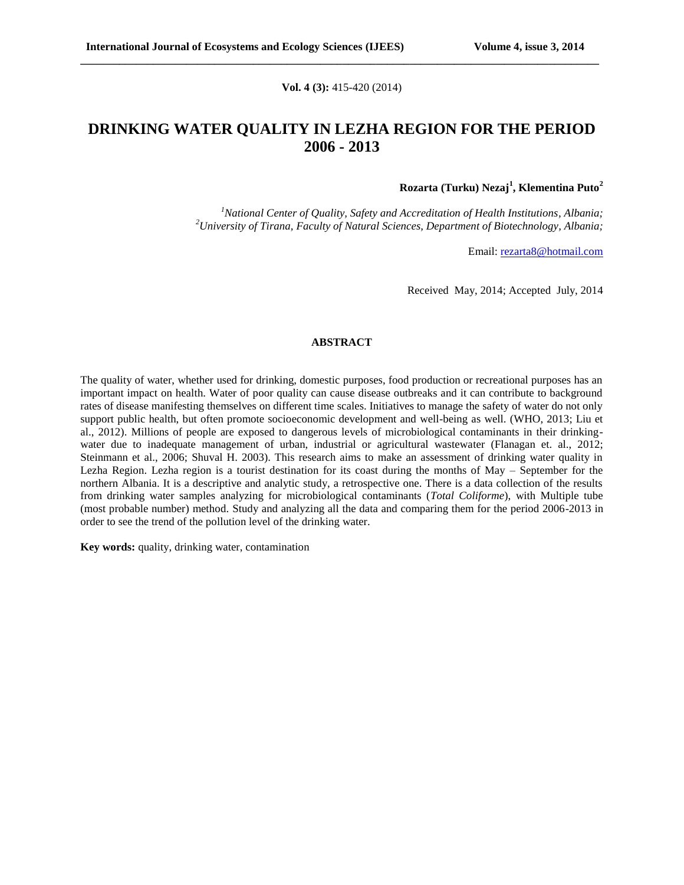**Vol. 4 (3):** 415-420 (2014)

# DRINKING WATER QUALITY IN LEZHA REGION FOR THE PERIOD 2006 - 2013

**Rozarta (Turku) Nezaj[1], Klementina Puto[2]**

[1]*National Center of Quality, Safety and Accreditation of Health Institutions, Albania;*
[2]*University of Tirana, Faculty of Natural Sciences, Department of Biotechnology, Albania;*

Email: rezarta8@hotmail.com

Received May, 2014; Accepted July, 2014

## ABSTRACT

The quality of water, whether used for drinking, domestic purposes, food production or recreational purposes has an important impact on health. Water of poor quality can cause disease outbreaks and it can contribute to background rates of disease manifesting themselves on different time scales. Initiatives to manage the safety of water do not only support public health, but often promote socioeconomic development and well-being as well. (WHO, 2013; Liu et al., 2012). Millions of people are exposed to dangerous levels of microbiological contaminants in their drinking-water due to inadequate management of urban, industrial or agricultural wastewater (Flanagan et. al., 2012; Steinmann et al., 2006; Shuval H. 2003). This research aims to make an assessment of drinking water quality in Lezha Region. Lezha region is a tourist destination for its coast during the months of May – September for the northern Albania. It is a descriptive and analytic study, a retrospective one. There is a data collection of the results from drinking water samples analyzing for microbiological contaminants (*Total Coliforme*), with Multiple tube (most probable number) method. Study and analyzing all the data and comparing them for the period 2006-2013 in order to see the trend of the pollution level of the drinking water.

**Key words:** quality, drinking water, contamination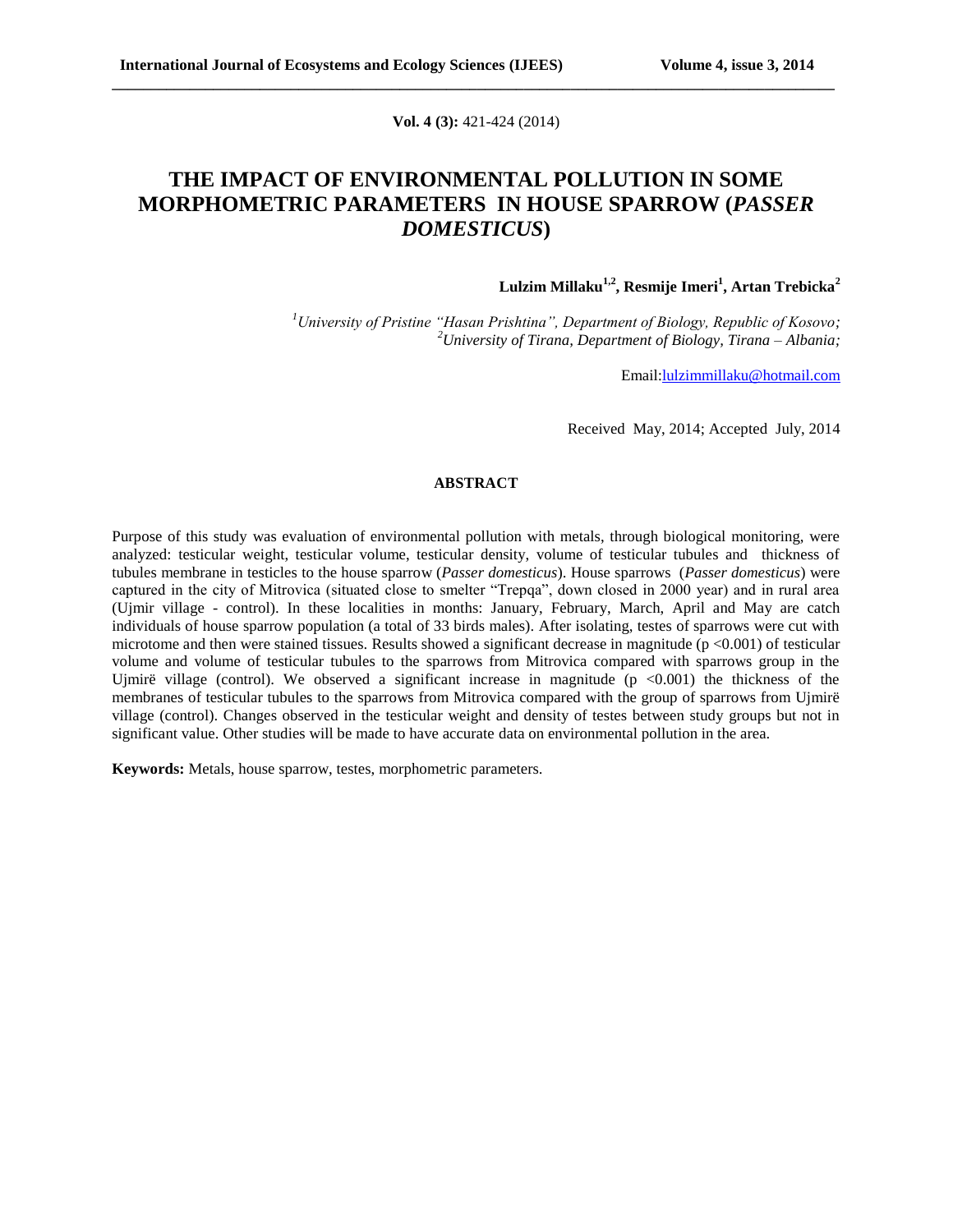**Vol. 4 (3):** 421-424 (2014)

# THE IMPACT OF ENVIRONMENTAL POLLUTION IN SOME MORPHOMETRIC PARAMETERS IN HOUSE SPARROW (*PASSER DOMESTICUS*)

**Lulzim Millaku[1,2], Resmije Imeri[1], Artan Trebicka[2]**

*[1]University of Pristine "Hasan Prishtina", Department of Biology, Republic of Kosovo;*
*[2]University of Tirana, Department of Biology, Tirana – Albania;*

Email:lulzimmillaku@hotmail.com

Received May, 2014; Accepted July, 2014

## ABSTRACT

Purpose of this study was evaluation of environmental pollution with metals, through biological monitoring, were analyzed: testicular weight, testicular volume, testicular density, volume of testicular tubules and thickness of tubules membrane in testicles to the house sparrow (*Passer domesticus*). House sparrows (*Passer domesticus*) were captured in the city of Mitrovica (situated close to smelter "Trepqa", down closed in 2000 year) and in rural area (Ujmir village - control). In these localities in months: January, February, March, April and May are catch individuals of house sparrow population (a total of 33 birds males). After isolating, testes of sparrows were cut with microtome and then were stained tissues. Results showed a significant decrease in magnitude ($p < 0.001$) of testicular volume and volume of testicular tubules to the sparrows from Mitrovica compared with sparrows group in the Ujmirë village (control). We observed a significant increase in magnitude ($p < 0.001$) the thickness of the membranes of testicular tubules to the sparrows from Mitrovica compared with the group of sparrows from Ujmirë village (control). Changes observed in the testicular weight and density of testes between study groups but not in significant value. Other studies will be made to have accurate data on environmental pollution in the area.

**Keywords:** Metals, house sparrow, testes, morphometric parameters.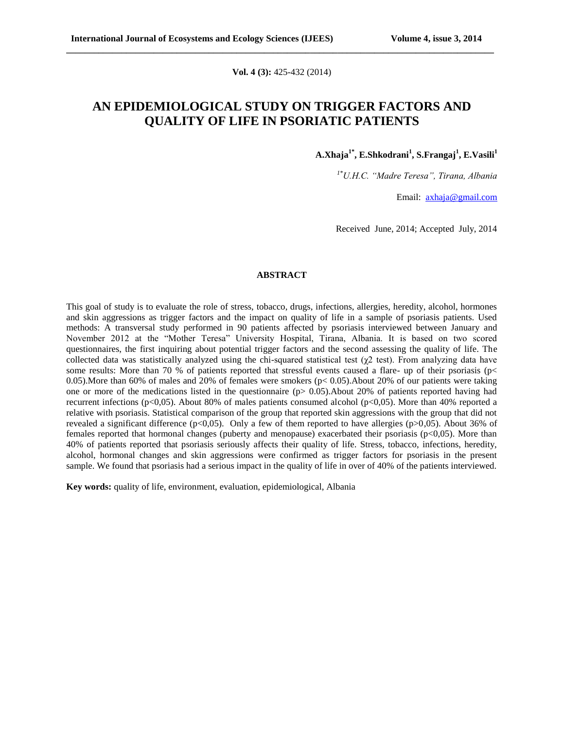**Vol. 4 (3):** 425-432 (2014)

# AN EPIDEMIOLOGICAL STUDY ON TRIGGER FACTORS AND QUALITY OF LIFE IN PSORIATIC PATIENTS

**A.Xhaja[1*], E.Shkodrani[1], S.Frangaj[1], E.Vasili[1]**

*[1*]U.H.C. "Madre Teresa", Tirana, Albania*

Email: axhaja@gmail.com

Received June, 2014; Accepted July, 2014

## ABSTRACT

This goal of study is to evaluate the role of stress, tobacco, drugs, infections, allergies, heredity, alcohol, hormones and skin aggressions as trigger factors and the impact on quality of life in a sample of psoriasis patients. Used methods: A transversal study performed in 90 patients affected by psoriasis interviewed between January and November 2012 at the "Mother Teresa" University Hospital, Tirana, Albania. It is based on two scored questionnaires, the first inquiring about potential trigger factors and the second assessing the quality of life. The collected data was statistically analyzed using the chi-squared statistical test ($\chi 2$ test). From analyzing data have some results: More than 70 % of patients reported that stressful events caused a flare- up of their psoriasis ($p< 0.05$).More than 60% of males and 20% of females were smokers ($p< 0.05$).About 20% of our patients were taking one or more of the medications listed in the questionnaire ($p> 0.05$).About 20% of patients reported having had recurrent infections ($p<0,05$). About 80% of males patients consumed alcohol ($p<0,05$). More than 40% reported a relative with psoriasis. Statistical comparison of the group that reported skin aggressions with the group that did not revealed a significant difference ($p<0,05$). Only a few of them reported to have allergies ($p>0,05$). About 36% of females reported that hormonal changes (puberty and menopause) exacerbated their psoriasis ($p<0,05$). More than 40% of patients reported that psoriasis seriously affects their quality of life. Stress, tobacco, infections, heredity, alcohol, hormonal changes and skin aggressions were confirmed as trigger factors for psoriasis in the present sample. We found that psoriasis had a serious impact in the quality of life in over of 40% of the patients interviewed.

**Key words:** quality of life, environment, evaluation, epidemiological, Albania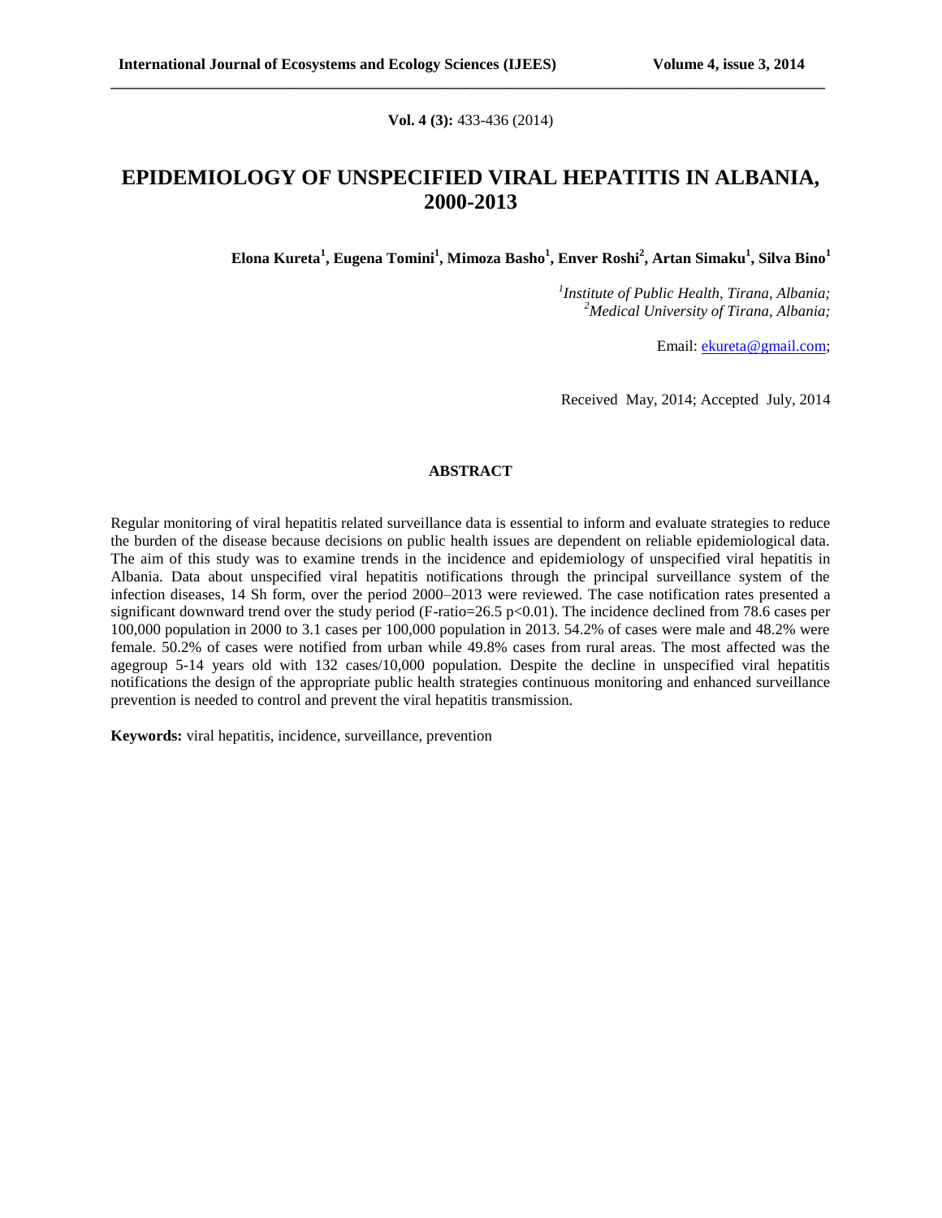**Vol. 4 (3):** 433-436 (2014)

# EPIDEMIOLOGY OF UNSPECIFIED VIRAL HEPATITIS IN ALBANIA, 2000-2013

**Elona Kureta[1], Eugena Tomini[1], Mimoza Basho[1], Enver Roshi[2], Artan Simaku[1], Silva Bino[1]**

*[1]Institute of Public Health, Tirana, Albania;*
*[2]Medical University of Tirana, Albania;*

Email: ekureta@gmail.com;

Received May, 2014; Accepted July, 2014

## ABSTRACT

Regular monitoring of viral hepatitis related surveillance data is essential to inform and evaluate strategies to reduce the burden of the disease because decisions on public health issues are dependent on reliable epidemiological data. The aim of this study was to examine trends in the incidence and epidemiology of unspecified viral hepatitis in Albania. Data about unspecified viral hepatitis notifications through the principal surveillance system of the infection diseases, 14 Sh form, over the period 2000–2013 were reviewed. The case notification rates presented a significant downward trend over the study period (F-ratio=26.5 $p<0.01$). The incidence declined from 78.6 cases per 100,000 population in 2000 to 3.1 cases per 100,000 population in 2013. 54.2% of cases were male and 48.2% were female. 50.2% of cases were notified from urban while 49.8% cases from rural areas. The most affected was the agegroup 5-14 years old with 132 cases/10,000 population. Despite the decline in unspecified viral hepatitis notifications the design of the appropriate public health strategies continuous monitoring and enhanced surveillance prevention is needed to control and prevent the viral hepatitis transmission.

**Keywords:** viral hepatitis, incidence, surveillance, prevention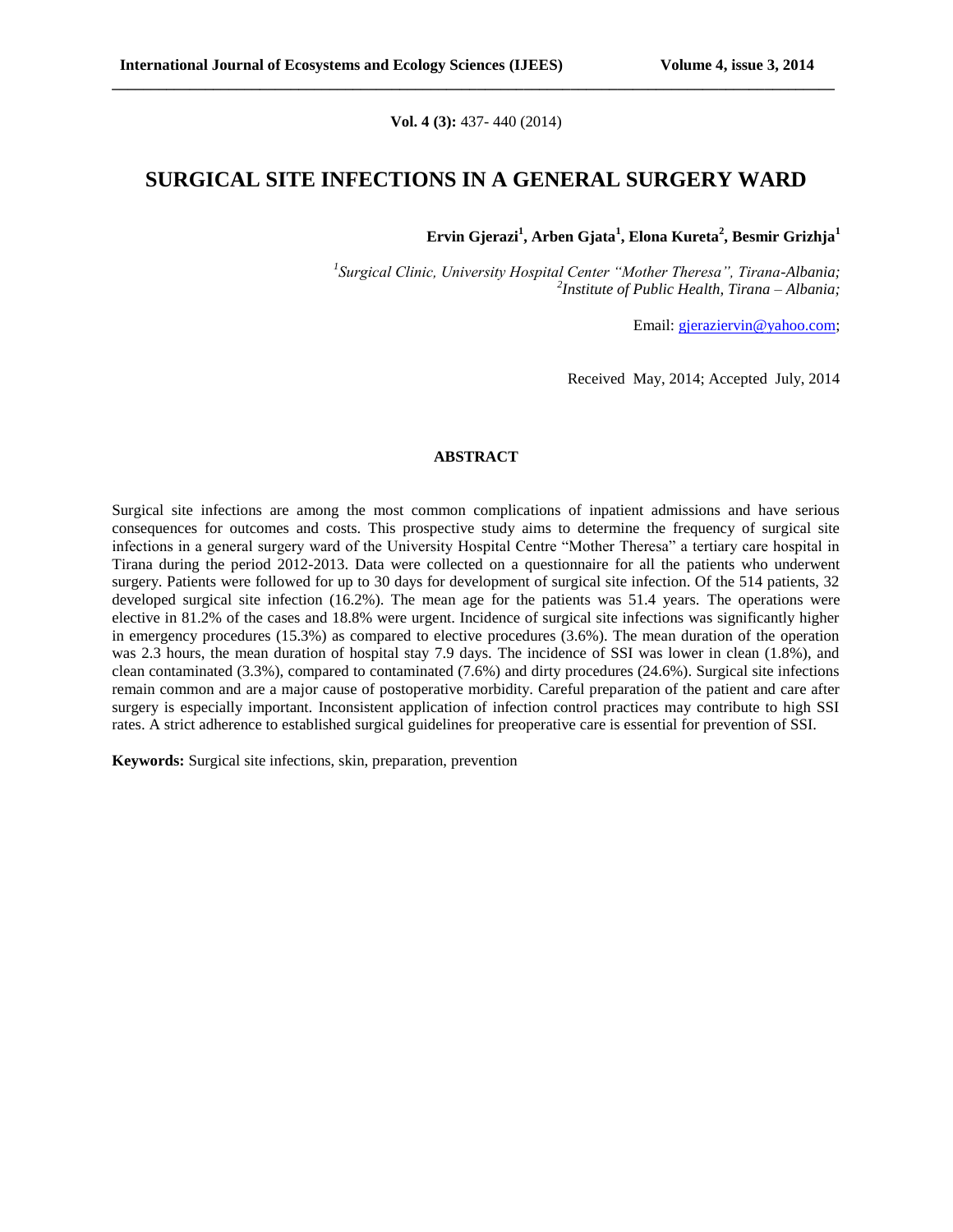**Vol. 4 (3):** 437- 440 (2014)

# SURGICAL SITE INFECTIONS IN A GENERAL SURGERY WARD

**Ervin Gjerazi[1], Arben Gjata[1], Elona Kureta[2], Besmir Grizhja[1]**

*[1]Surgical Clinic, University Hospital Center "Mother Theresa", Tirana-Albania;*
*[2]Institute of Public Health, Tirana – Albania;*

Email: gjeraziervin@yahoo.com;

Received May, 2014; Accepted July, 2014

## ABSTRACT

Surgical site infections are among the most common complications of inpatient admissions and have serious consequences for outcomes and costs. This prospective study aims to determine the frequency of surgical site infections in a general surgery ward of the University Hospital Centre "Mother Theresa" a tertiary care hospital in Tirana during the period 2012-2013. Data were collected on a questionnaire for all the patients who underwent surgery. Patients were followed for up to 30 days for development of surgical site infection. Of the 514 patients, 32 developed surgical site infection (16.2%). The mean age for the patients was 51.4 years. The operations were elective in 81.2% of the cases and 18.8% were urgent. Incidence of surgical site infections was significantly higher in emergency procedures (15.3%) as compared to elective procedures (3.6%). The mean duration of the operation was 2.3 hours, the mean duration of hospital stay 7.9 days. The incidence of SSI was lower in clean (1.8%), and clean contaminated (3.3%), compared to contaminated (7.6%) and dirty procedures (24.6%). Surgical site infections remain common and are a major cause of postoperative morbidity. Careful preparation of the patient and care after surgery is especially important. Inconsistent application of infection control practices may contribute to high SSI rates. A strict adherence to established surgical guidelines for preoperative care is essential for prevention of SSI.

**Keywords:** Surgical site infections, skin, preparation, prevention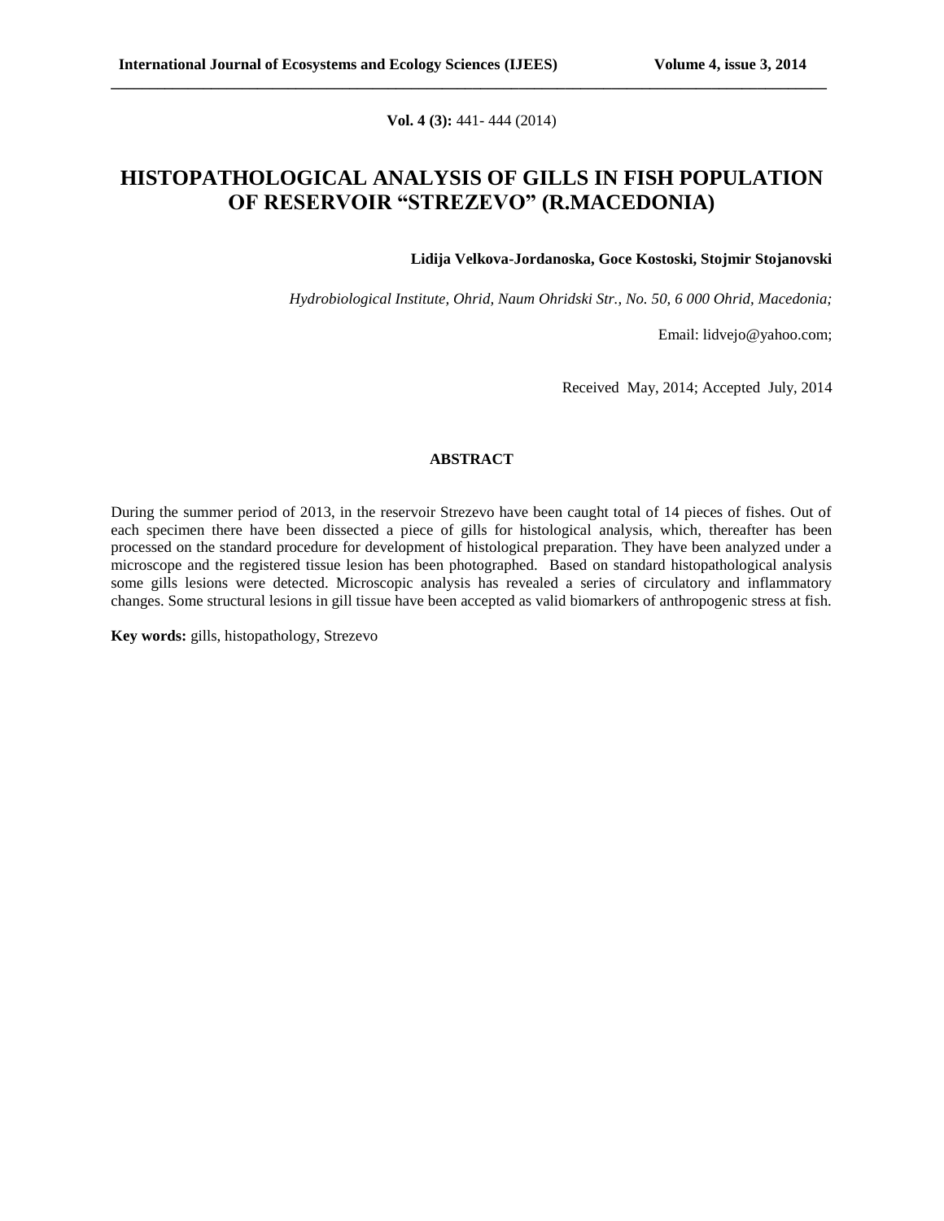# HISTOPATHOLOGICAL ANALYSIS OF GILLS IN FISH POPULATION OF RESERVOIR "STREZEVO" (R.MACEDONIA)

**Lidija Velkova-Jordanoska, Goce Kostoski, Stojmir Stojanovski**

*Hydrobiological Institute, Ohrid, Naum Ohridski Str., No. 50, 6 000 Ohrid, Macedonia;*

Email: lidvejo@yahoo.com;

Received May, 2014; Accepted July, 2014

## ABSTRACT

During the summer period of 2013, in the reservoir Strezevo have been caught total of 14 pieces of fishes. Out of each specimen there have been dissected a piece of gills for histological analysis, which, thereafter has been processed on the standard procedure for development of histological preparation. They have been analyzed under a microscope and the registered tissue lesion has been photographed. Based on standard histopathological analysis some gills lesions were detected. Microscopic analysis has revealed a series of circulatory and inflammatory changes. Some structural lesions in gill tissue have been accepted as valid biomarkers of anthropogenic stress at fish.

**Key words:** gills, histopathology, Strezevo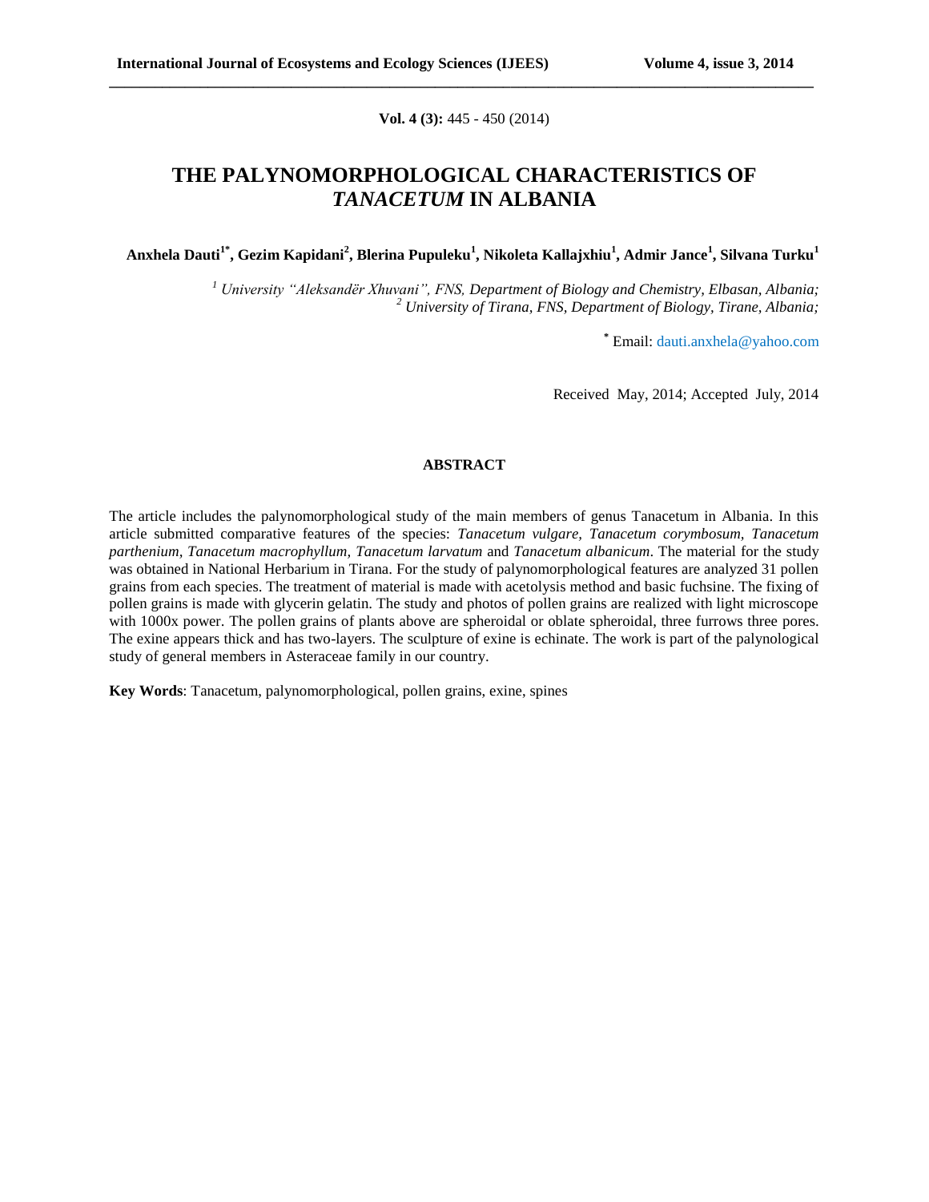# THE PALYNOMORPHOLOGICAL CHARACTERISTICS OF *TANACETUM* IN ALBANIA

**Anxhela Dauti[1*], Gezim Kapidani[2], Blerina Pupuleku[1], Nikoleta Kallajxhiu[1], Admir Jance[1], Silvana Turku[1]**

*[1] University "Aleksandër Xhuvani", FNS, Department of Biology and Chemistry, Elbasan, Albania;*
*[2] University of Tirana, FNS, Department of Biology, Tirane, Albania;*

[*] Email: dauti.anxhela@yahoo.com

Received May, 2014; Accepted July, 2014

## ABSTRACT

The article includes the palynomorphological study of the main members of genus Tanacetum in Albania. In this article submitted comparative features of the species: *Tanacetum vulgare*, *Tanacetum corymbosum*, *Tanacetum parthenium*, *Tanacetum macrophyllum*, *Tanacetum larvatum* and *Tanacetum albanicum*. The material for the study was obtained in National Herbarium in Tirana. For the study of palynomorphological features are analyzed 31 pollen grains from each species. The treatment of material is made with acetolysis method and basic fuchsine. The fixing of pollen grains is made with glycerin gelatin. The study and photos of pollen grains are realized with light microscope with 1000x power. The pollen grains of plants above are spheroidal or oblate spheroidal, three furrows three pores. The exine appears thick and has two-layers. The sculpture of exine is echinate. The work is part of the palynological study of general members in Asteraceae family in our country.

**Key Words**: Tanacetum, palynomorphological, pollen grains, exine, spines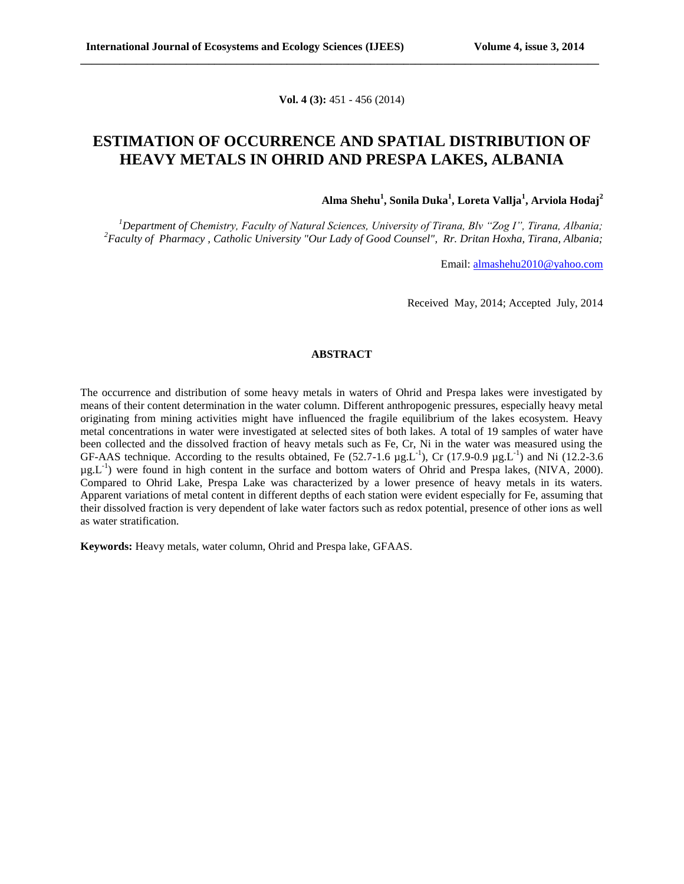**Vol. 4 (3):** 451 - 456 (2014)

# ESTIMATION OF OCCURRENCE AND SPATIAL DISTRIBUTION OF HEAVY METALS IN OHRID AND PRESPA LAKES, ALBANIA

**Alma Shehu[1], Sonila Duka[1], Loreta Vallja[1], Arviola Hodaj[2]**

*[1]Department of Chemistry, Faculty of Natural Sciences, University of Tirana, Blv "Zog I", Tirana, Albania;*
*[2]Faculty of Pharmacy , Catholic University "Our Lady of Good Counsel", Rr. Dritan Hoxha, Tirana, Albania;*

Email: almashehu2010@yahoo.com

Received May, 2014; Accepted July, 2014

## ABSTRACT

The occurrence and distribution of some heavy metals in waters of Ohrid and Prespa lakes were investigated by means of their content determination in the water column. Different anthropogenic pressures, especially heavy metal originating from mining activities might have influenced the fragile equilibrium of the lakes ecosystem. Heavy metal concentrations in water were investigated at selected sites of both lakes. A total of 19 samples of water have been collected and the dissolved fraction of heavy metals such as Fe, Cr, Ni in the water was measured using the GF-AAS technique. According to the results obtained, Fe (52.7-1.6 $\mu g.L^{-1}$), Cr (17.9-0.9 $\mu g.L^{-1}$) and Ni (12.2-3.6 $\mu g.L^{-1}$) were found in high content in the surface and bottom waters of Ohrid and Prespa lakes, (NIVA, 2000). Compared to Ohrid Lake, Prespa Lake was characterized by a lower presence of heavy metals in its waters. Apparent variations of metal content in different depths of each station were evident especially for Fe, assuming that their dissolved fraction is very dependent of lake water factors such as redox potential, presence of other ions as well as water stratification.

**Keywords:** Heavy metals, water column, Ohrid and Prespa lake, GFAAS.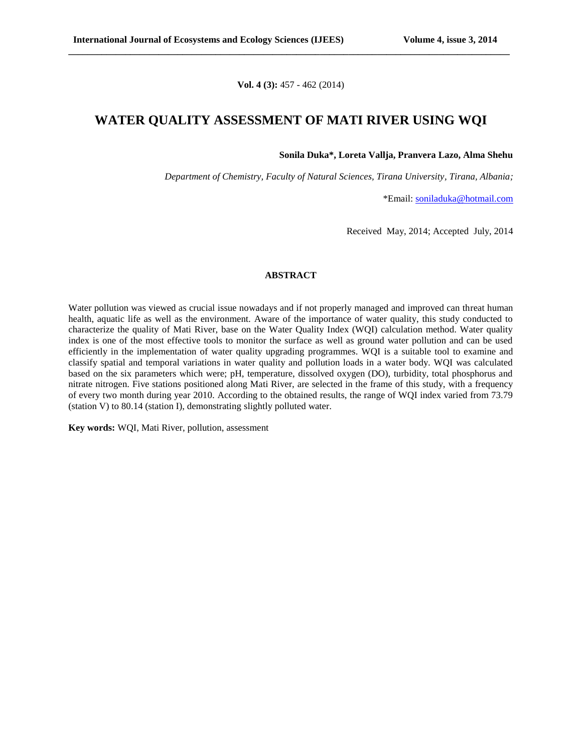# WATER QUALITY ASSESSMENT OF MATI RIVER USING WQI

**Sonila Duka\*, Loreta Vallja, Pranvera Lazo, Alma Shehu**

*Department of Chemistry, Faculty of Natural Sciences, Tirana University, Tirana, Albania;*

\*Email: soniladuka@hotmail.com

Received May, 2014; Accepted July, 2014

## ABSTRACT

Water pollution was viewed as crucial issue nowadays and if not properly managed and improved can threat human health, aquatic life as well as the environment. Aware of the importance of water quality, this study conducted to characterize the quality of Mati River, base on the Water Quality Index (WQI) calculation method. Water quality index is one of the most effective tools to monitor the surface as well as ground water pollution and can be used efficiently in the implementation of water quality upgrading programmes. WQI is a suitable tool to examine and classify spatial and temporal variations in water quality and pollution loads in a water body. WQI was calculated based on the six parameters which were; pH, temperature, dissolved oxygen (DO), turbidity, total phosphorus and nitrate nitrogen. Five stations positioned along Mati River, are selected in the frame of this study, with a frequency of every two month during year 2010. According to the obtained results, the range of WQI index varied from 73.79 (station V) to 80.14 (station I), demonstrating slightly polluted water.

**Key words:** WQI, Mati River, pollution, assessment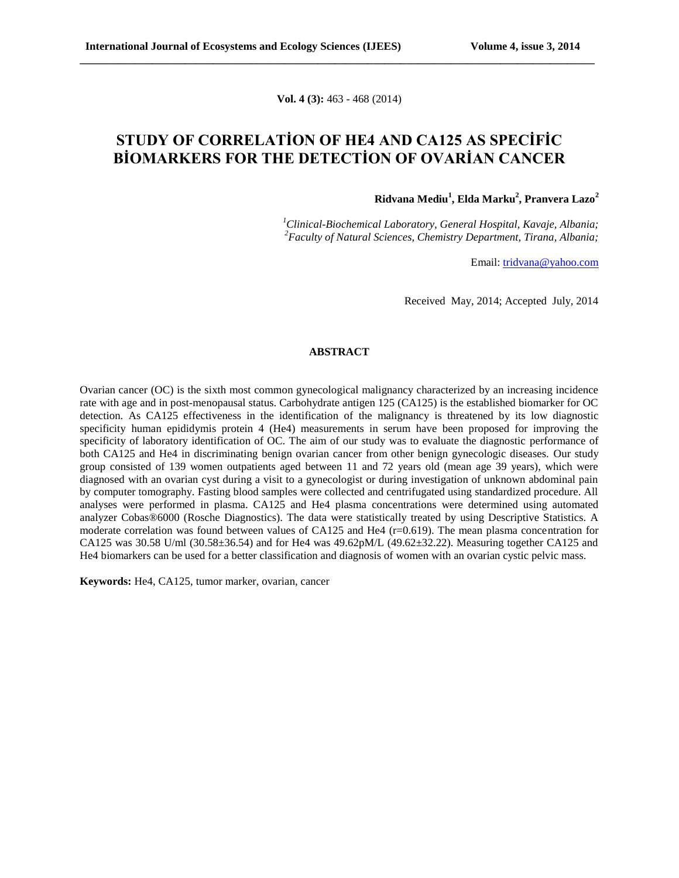**Vol. 4 (3):** 463 - 468 (2014)

# STUDY OF CORRELATİON OF HE4 AND CA125 AS SPECİFİC BİOMARKERS FOR THE DETECTİON OF OVARİAN CANCER

**Ridvana Mediu[1], Elda Marku[2], Pranvera Lazo[2]**

*[1]Clinical-Biochemical Laboratory, General Hospital, Kavaje, Albania;*
*[2]Faculty of Natural Sciences, Chemistry Department, Tirana, Albania;*

Email: tridvana@yahoo.com

Received May, 2014; Accepted July, 2014

## ABSTRACT

Ovarian cancer (OC) is the sixth most common gynecological malignancy characterized by an increasing incidence rate with age and in post-menopausal status. Carbohydrate antigen 125 (CA125) is the established biomarker for OC detection. As CA125 effectiveness in the identification of the malignancy is threatened by its low diagnostic specificity human epididymis protein 4 (He4) measurements in serum have been proposed for improving the specificity of laboratory identification of OC. The aim of our study was to evaluate the diagnostic performance of both CA125 and He4 in discriminating benign ovarian cancer from other benign gynecologic diseases. Our study group consisted of 139 women outpatients aged between 11 and 72 years old (mean age 39 years), which were diagnosed with an ovarian cyst during a visit to a gynecologist or during investigation of unknown abdominal pain by computer tomography. Fasting blood samples were collected and centrifugated using standardized procedure. All analyses were performed in plasma. CA125 and He4 plasma concentrations were determined using automated analyzer Cobas®6000 (Rosche Diagnostics). The data were statistically treated by using Descriptive Statistics. A moderate correlation was found between values of CA125 and He4 ($r=0.619$). The mean plasma concentration for CA125 was 30.58 U/ml (30.58±36.54) and for He4 was 49.62pM/L (49.62±32.22). Measuring together CA125 and He4 biomarkers can be used for a better classification and diagnosis of women with an ovarian cystic pelvic mass.

**Keywords:** He4, CA125, tumor marker, ovarian, cancer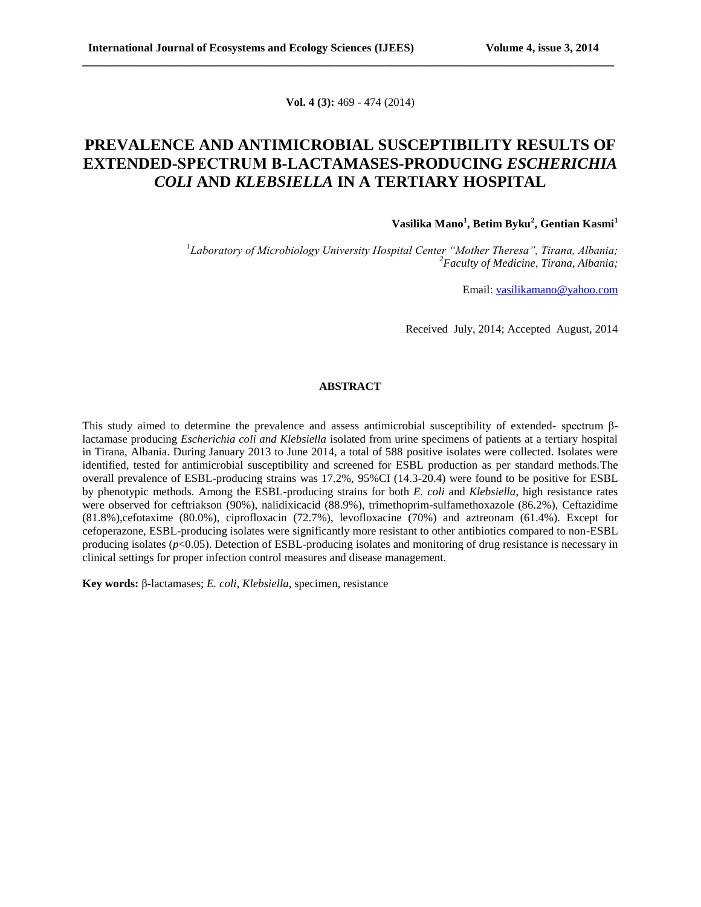**Vol. 4 (3):** 469 - 474 (2014)

# PREVALENCE AND ANTIMICROBIAL SUSCEPTIBILITY RESULTS OF EXTENDED-SPECTRUM B-LACTAMASES-PRODUCING *ESCHERICHIA COLI* AND *KLEBSIELLA* IN A TERTIARY HOSPITAL

**Vasilika Mano[1], Betim Byku[2], Gentian Kasmi[1]**

[1]*Laboratory of Microbiology University Hospital Center "Mother Theresa", Tirana, Albania;*
[2]*Faculty of Medicine, Tirana, Albania;*

Email: vasilikamano@yahoo.com

Received July, 2014; Accepted August, 2014

## ABSTRACT

This study aimed to determine the prevalence and assess antimicrobial susceptibility of extended- spectrum β-lactamase producing *Escherichia coli and Klebsiella* isolated from urine specimens of patients at a tertiary hospital in Tirana, Albania. During January 2013 to June 2014, a total of 588 positive isolates were collected. Isolates were identified, tested for antimicrobial susceptibility and screened for ESBL production as per standard methods.The overall prevalence of ESBL-producing strains was 17.2%, 95%CI (14.3-20.4) were found to be positive for ESBL by phenotypic methods. Among the ESBL-producing strains for both *E. coli* and *Klebsiella*, high resistance rates were observed for ceftriakson (90%), nalidixicacid (88.9%), trimethoprim-sulfamethoxazole (86.2%), Ceftazidime (81.8%),cefotaxime (80.0%), ciprofloxacin (72.7%), levofloxacine (70%) and aztreonam (61.4%). Except for cefoperazone, ESBL-producing isolates were significantly more resistant to other antibiotics compared to non-ESBL producing isolates ($p$<0.05). Detection of ESBL-producing isolates and monitoring of drug resistance is necessary in clinical settings for proper infection control measures and disease management.

**Key words:** β-lactamases; *E. coli*, *Klebsiella*, specimen, resistance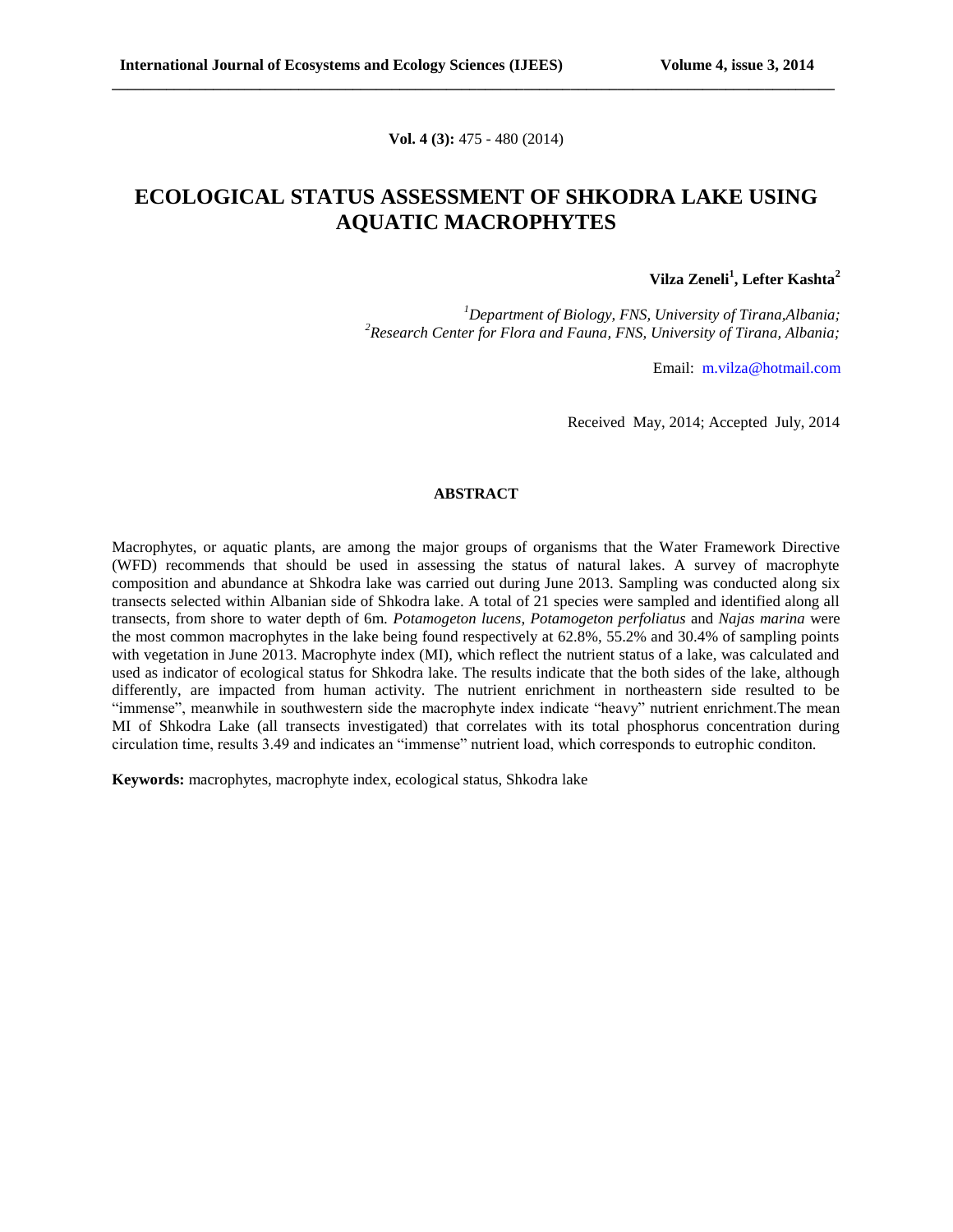**Vol. 4 (3):** 475 - 480 (2014)

# ECOLOGICAL STATUS ASSESSMENT OF SHKODRA LAKE USING AQUATIC MACROPHYTES

**Vilza Zeneli[1], Lefter Kashta[2]**

*[1]Department of Biology, FNS, University of Tirana,Albania;*
*[2]Research Center for Flora and Fauna, FNS, University of Tirana, Albania;*

Email: m.vilza@hotmail.com

Received May, 2014; Accepted July, 2014

## ABSTRACT

Macrophytes, or aquatic plants, are among the major groups of organisms that the Water Framework Directive (WFD) recommends that should be used in assessing the status of natural lakes. A survey of macrophyte composition and abundance at Shkodra lake was carried out during June 2013. Sampling was conducted along six transects selected within Albanian side of Shkodra lake. A total of 21 species were sampled and identified along all transects, from shore to water depth of 6m. *Potamogeton lucens, Potamogeton perfoliatus* and *Najas marina* were the most common macrophytes in the lake being found respectively at 62.8%, 55.2% and 30.4% of sampling points with vegetation in June 2013. Macrophyte index (MI), which reflect the nutrient status of a lake, was calculated and used as indicator of ecological status for Shkodra lake. The results indicate that the both sides of the lake, although differently, are impacted from human activity. The nutrient enrichment in northeastern side resulted to be "immense", meanwhile in southwestern side the macrophyte index indicate "heavy" nutrient enrichment.The mean MI of Shkodra Lake (all transects investigated) that correlates with its total phosphorus concentration during circulation time, results 3.49 and indicates an "immense" nutrient load, which corresponds to eutrophic conditon.

**Keywords:** macrophytes, macrophyte index, ecological status, Shkodra lake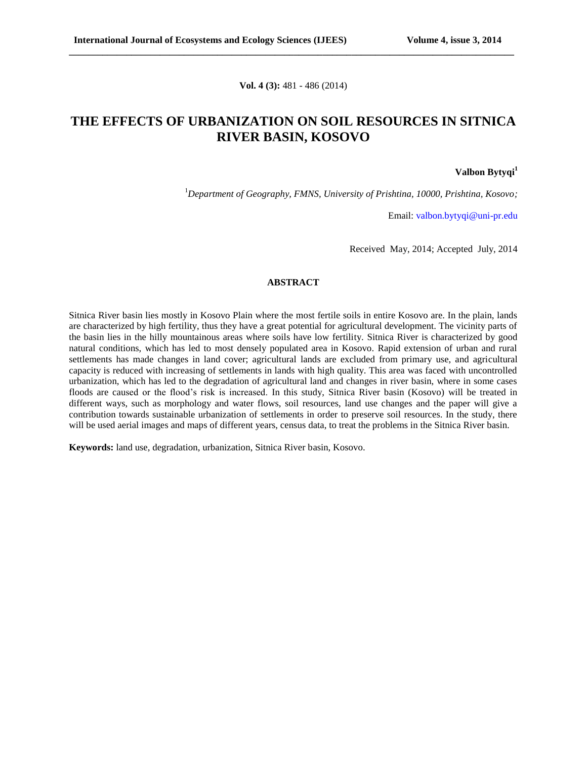**Vol. 4 (3):** 481 - 486 (2014)

# THE EFFECTS OF URBANIZATION ON SOIL RESOURCES IN SITNICA RIVER BASIN, KOSOVO

**Valbon Bytyqi[1]**

[1]*Department of Geography, FMNS, University of Prishtina, 10000, Prishtina, Kosovo;*

Email: valbon.bytyqi@uni-pr.edu

Received May, 2014; Accepted July, 2014

## ABSTRACT

Sitnica River basin lies mostly in Kosovo Plain where the most fertile soils in entire Kosovo are. In the plain, lands are characterized by high fertility, thus they have a great potential for agricultural development. The vicinity parts of the basin lies in the hilly mountainous areas where soils have low fertility. Sitnica River is characterized by good natural conditions, which has led to most densely populated area in Kosovo. Rapid extension of urban and rural settlements has made changes in land cover; agricultural lands are excluded from primary use, and agricultural capacity is reduced with increasing of settlements in lands with high quality. This area was faced with uncontrolled urbanization, which has led to the degradation of agricultural land and changes in river basin, where in some cases floods are caused or the flood's risk is increased. In this study, Sitnica River basin (Kosovo) will be treated in different ways, such as morphology and water flows, soil resources, land use changes and the paper will give a contribution towards sustainable urbanization of settlements in order to preserve soil resources. In the study, there will be used aerial images and maps of different years, census data, to treat the problems in the Sitnica River basin.

**Keywords:** land use, degradation, urbanization, Sitnica River basin, Kosovo.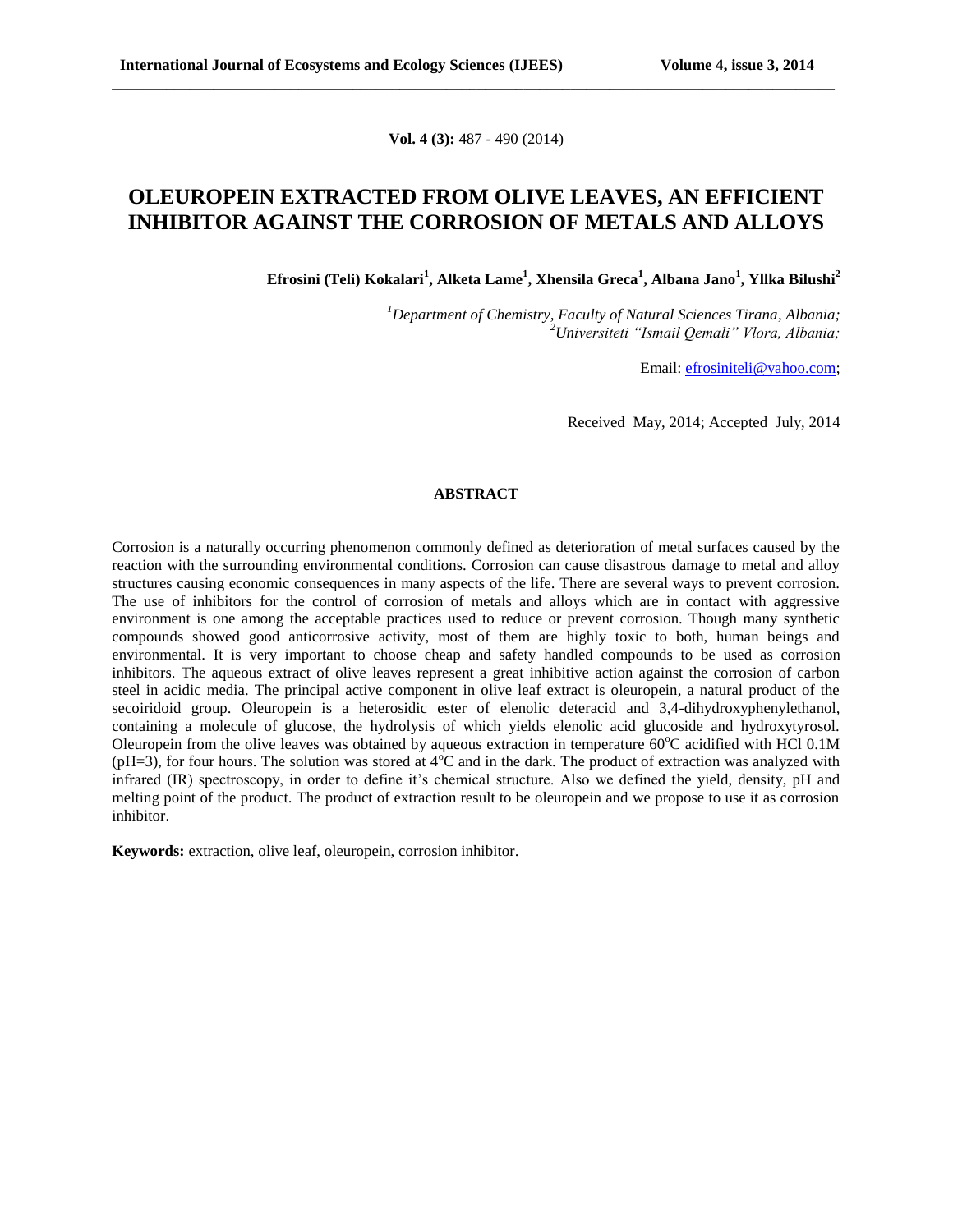**Vol. 4 (3):** 487 - 490 (2014)

# OLEUROPEIN EXTRACTED FROM OLIVE LEAVES, AN EFFICIENT INHIBITOR AGAINST THE CORROSION OF METALS AND ALLOYS

**Efrosini (Teli) Kokalari[1], Alketa Lame[1], Xhensila Greca[1], Albana Jano[1], Yllka Bilushi[2]**

*[1]Department of Chemistry, Faculty of Natural Sciences Tirana, Albania;*
*[2]Universiteti "Ismail Qemali" Vlora, Albania;*

Email: efrosiniteli@yahoo.com;

Received May, 2014; Accepted July, 2014

## ABSTRACT

Corrosion is a naturally occurring phenomenon commonly defined as deterioration of metal surfaces caused by the reaction with the surrounding environmental conditions. Corrosion can cause disastrous damage to metal and alloy structures causing economic consequences in many aspects of the life. There are several ways to prevent corrosion. The use of inhibitors for the control of corrosion of metals and alloys which are in contact with aggressive environment is one among the acceptable practices used to reduce or prevent corrosion. Though many synthetic compounds showed good anticorrosive activity, most of them are highly toxic to both, human beings and environmental. It is very important to choose cheap and safety handled compounds to be used as corrosion inhibitors. The aqueous extract of olive leaves represent a great inhibitive action against the corrosion of carbon steel in acidic media. The principal active component in olive leaf extract is oleuropein, a natural product of the secoiridoid group. Oleuropein is a heterosidic ester of elenolic deteracid and 3,4-dihydroxyphenylethanol, containing a molecule of glucose, the hydrolysis of which yields elenolic acid glucoside and hydroxytyrosol. Oleuropein from the olive leaves was obtained by aqueous extraction in temperature 60°C acidified with HCl 0.1M (pH=3), for four hours. The solution was stored at 4°C and in the dark. The product of extraction was analyzed with infrared (IR) spectroscopy, in order to define it's chemical structure. Also we defined the yield, density, pH and melting point of the product. The product of extraction result to be oleuropein and we propose to use it as corrosion inhibitor.

**Keywords:** extraction, olive leaf, oleuropein, corrosion inhibitor.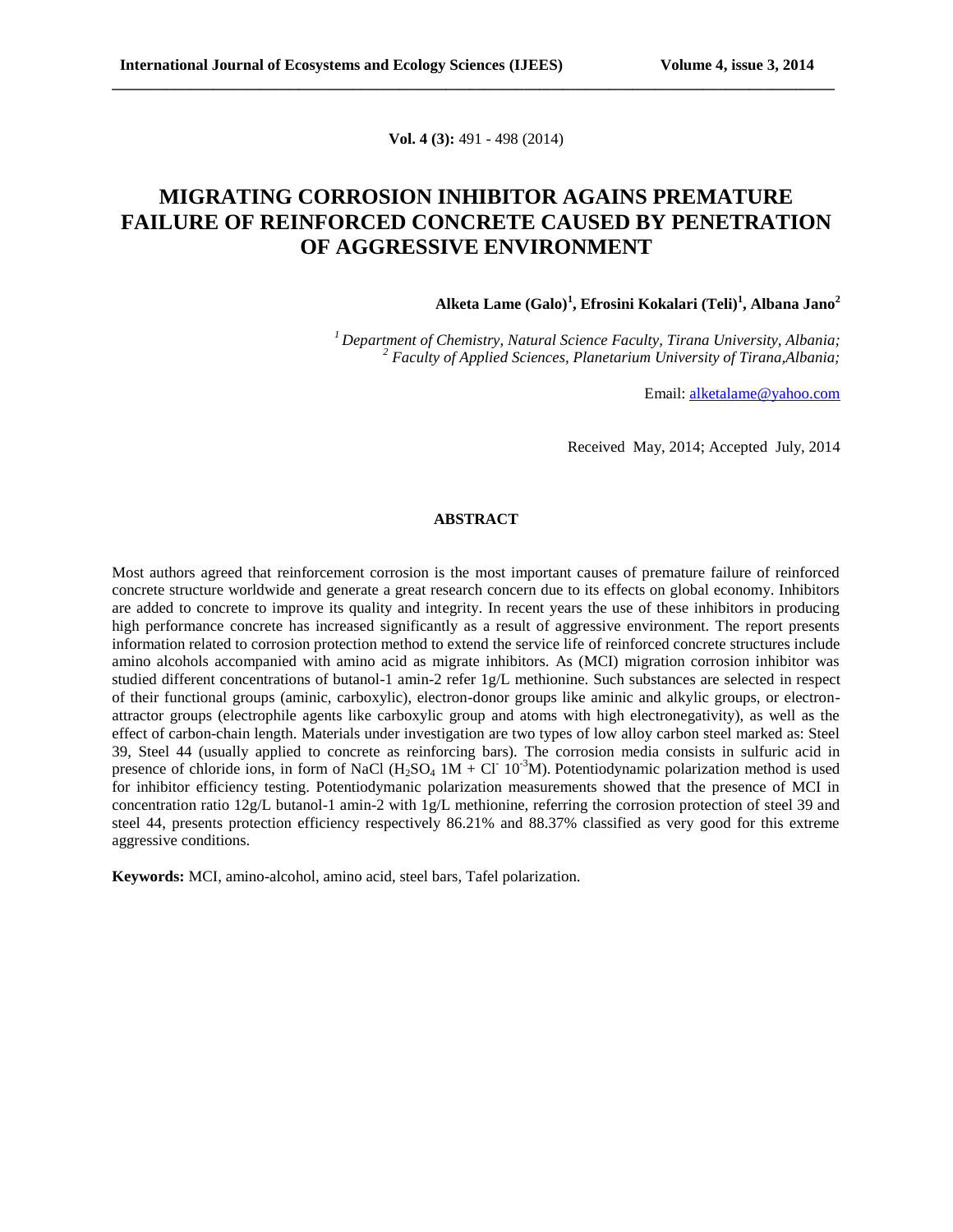**Vol. 4 (3):** 491 - 498 (2014)

# MIGRATING CORROSION INHIBITOR AGAINS PREMATURE FAILURE OF REINFORCED CONCRETE CAUSED BY PENETRATION OF AGGRESSIVE ENVIRONMENT

**Alketa Lame (Galo)[1], Efrosini Kokalari (Teli)[1], Albana Jano[2]**

*[1] Department of Chemistry, Natural Science Faculty, Tirana University, Albania;*
*[2] Faculty of Applied Sciences, Planetarium University of Tirana,Albania;*

Email: alketalame@yahoo.com

Received May, 2014; Accepted July, 2014

## ABSTRACT

Most authors agreed that reinforcement corrosion is the most important causes of premature failure of reinforced concrete structure worldwide and generate a great research concern due to its effects on global economy. Inhibitors are added to concrete to improve its quality and integrity. In recent years the use of these inhibitors in producing high performance concrete has increased significantly as a result of aggressive environment. The report presents information related to corrosion protection method to extend the service life of reinforced concrete structures include amino alcohols accompanied with amino acid as migrate inhibitors. As (MCI) migration corrosion inhibitor was studied different concentrations of butanol-1 amin-2 refer 1g/L methionine. Such substances are selected in respect of their functional groups (aminic, carboxylic), electron-donor groups like aminic and alkylic groups, or electron-attractor groups (electrophile agents like carboxylic group and atoms with high electronegativity), as well as the effect of carbon-chain length. Materials under investigation are two types of low alloy carbon steel marked as: Steel 39, Steel 44 (usually applied to concrete as reinforcing bars). The corrosion media consists in sulfuric acid in presence of chloride ions, in form of NaCl ($H_2SO_4$ 1M + $Cl^-$ $10^{-3}$M). Potentiodynamic polarization method is used for inhibitor efficiency testing. Potentiodymanic polarization measurements showed that the presence of MCI in concentration ratio 12g/L butanol-1 amin-2 with 1g/L methionine, referring the corrosion protection of steel 39 and steel 44, presents protection efficiency respectively 86.21% and 88.37% classified as very good for this extreme aggressive conditions.

**Keywords:** MCI, amino-alcohol, amino acid, steel bars, Tafel polarization.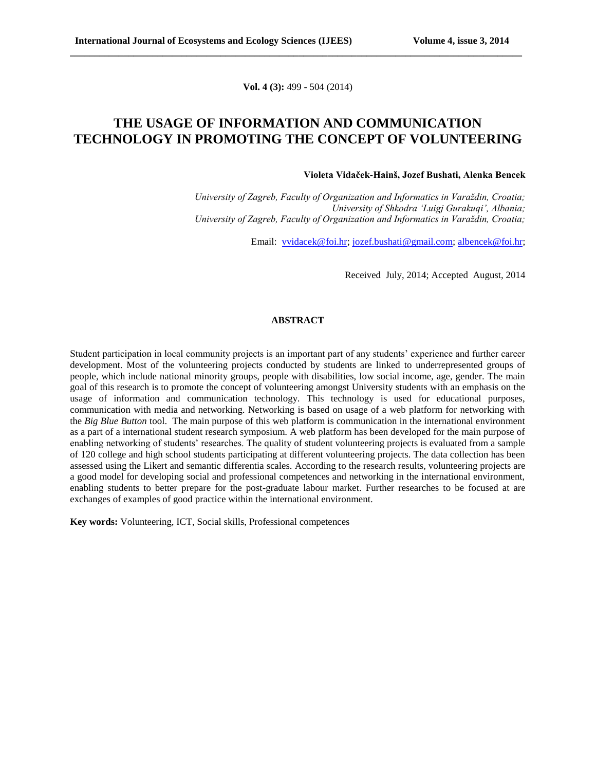# THE USAGE OF INFORMATION AND COMMUNICATION TECHNOLOGY IN PROMOTING THE CONCEPT OF VOLUNTEERING

**Violeta Vidaček-Hainš, Jozef Bushati, Alenka Bencek**

*University of Zagreb, Faculty of Organization and Informatics in Varaždin, Croatia;*
*University of Shkodra 'Luigj Gurakuqi', Albania;*
*University of Zagreb, Faculty of Organization and Informatics in Varaždin, Croatia;*

Email: vvidacek@foi.hr; jozef.bushati@gmail.com; albencek@foi.hr;

Received July, 2014; Accepted August, 2014

## ABSTRACT

Student participation in local community projects is an important part of any students' experience and further career development. Most of the volunteering projects conducted by students are linked to underrepresented groups of people, which include national minority groups, people with disabilities, low social income, age, gender. The main goal of this research is to promote the concept of volunteering amongst University students with an emphasis on the usage of information and communication technology. This technology is used for educational purposes, communication with media and networking. Networking is based on usage of a web platform for networking with the *Big Blue Button* tool. The main purpose of this web platform is communication in the international environment as a part of a international student research symposium. A web platform has been developed for the main purpose of enabling networking of students' researches. The quality of student volunteering projects is evaluated from a sample of 120 college and high school students participating at different volunteering projects. The data collection has been assessed using the Likert and semantic differentia scales. According to the research results, volunteering projects are a good model for developing social and professional competences and networking in the international environment, enabling students to better prepare for the post-graduate labour market. Further researches to be focused at are exchanges of examples of good practice within the international environment.

**Key words:** Volunteering, ICT, Social skills, Professional competences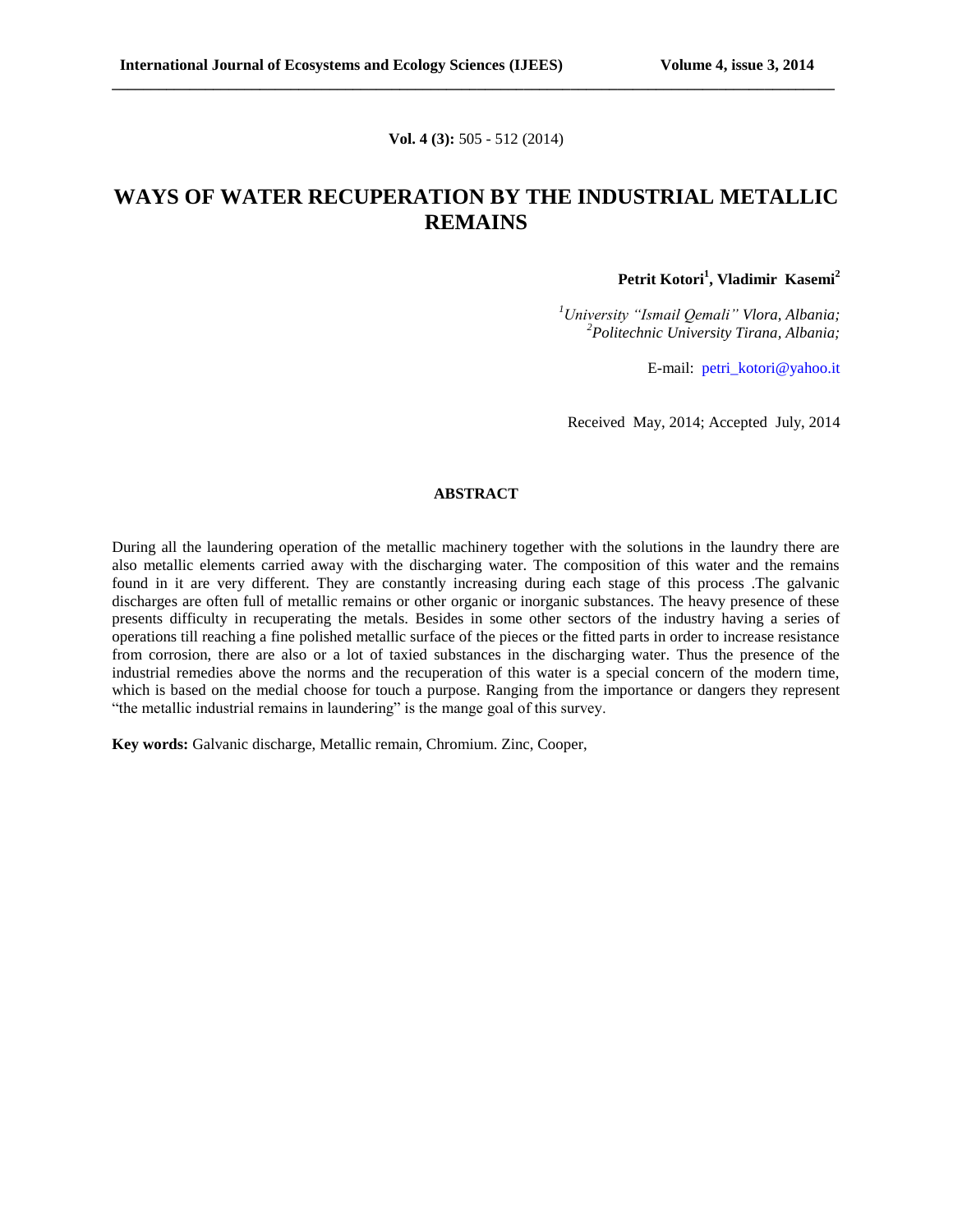**Vol. 4 (3):** 505 - 512 (2014)

# WAYS OF WATER RECUPERATION BY THE INDUSTRIAL METALLIC REMAINS

**Petrit Kotori[1], Vladimir Kasemi[2]**

*[1]University "Ismail Qemali" Vlora, Albania;*
*[2]Politechnic University Tirana, Albania;*

E-mail: petri_kotori@yahoo.it

Received May, 2014; Accepted July, 2014

## ABSTRACT

During all the laundering operation of the metallic machinery together with the solutions in the laundry there are also metallic elements carried away with the discharging water. The composition of this water and the remains found in it are very different. They are constantly increasing during each stage of this process .The galvanic discharges are often full of metallic remains or other organic or inorganic substances. The heavy presence of these presents difficulty in recuperating the metals. Besides in some other sectors of the industry having a series of operations till reaching a fine polished metallic surface of the pieces or the fitted parts in order to increase resistance from corrosion, there are also or a lot of taxied substances in the discharging water. Thus the presence of the industrial remedies above the norms and the recuperation of this water is a special concern of the modern time, which is based on the medial choose for touch a purpose. Ranging from the importance or dangers they represent "the metallic industrial remains in laundering" is the mange goal of this survey.

**Key words:** Galvanic discharge, Metallic remain, Chromium. Zinc, Cooper,